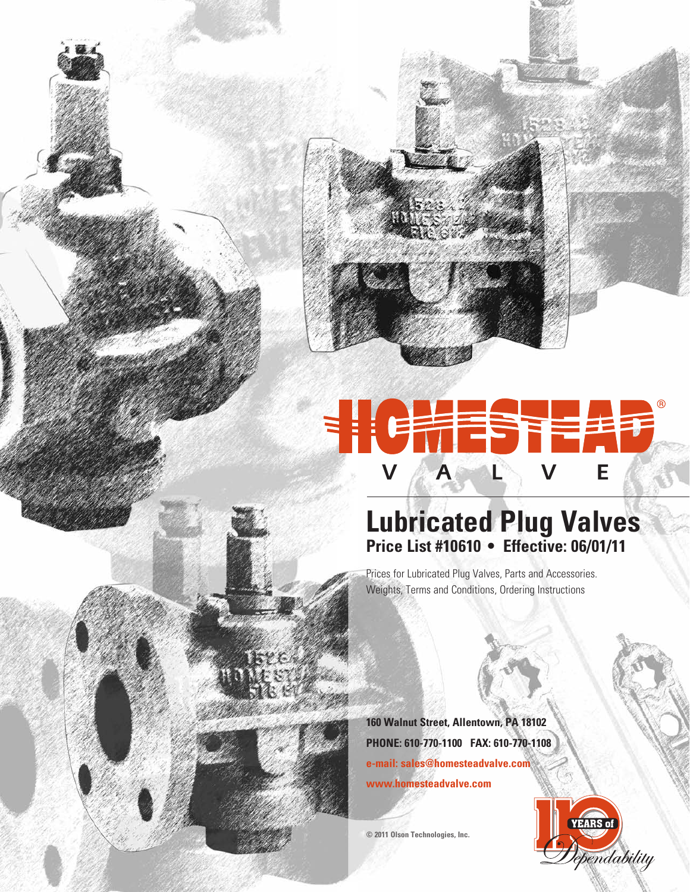# HOMESTEAD® VALVE

## Lubricated Plug Valves

### Price List #10610 • Effective: 06/01/11

Prices for Lubricated Plug Valves, Parts and Accessories.
Weights, Terms and Conditions, Ordering Instructions

**160 Walnut Street, Allentown, PA 18102**

**PHONE: 610-770-1100 FAX: 610-770-1108**

**e-mail: sales@homesteadvalve.com**

**www.homesteadvalve.com**

© 2011 Olson Technologies, Inc.

110 YEARS of Dependability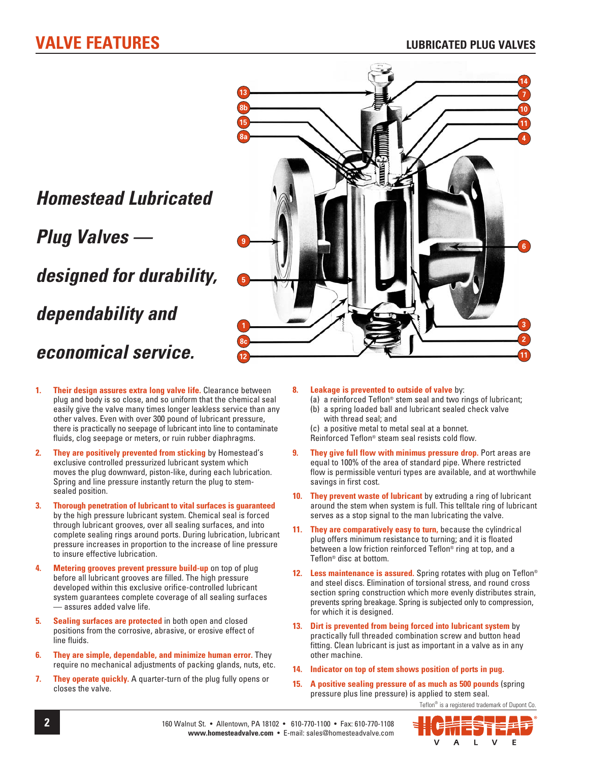# VALVE FEATURES

## LUBRICATED PLUG VALVES

***Homestead Lubricated Plug Valves — designed for durability, dependability and economical service.***

1. **Their design assures extra long valve life.** Clearance between plug and body is so close, and so uniform that the chemical seal easily give the valve many times longer leakless service than any other valves. Even with over 300 pound of lubricant pressure, there is practically no seepage of lubricant into line to contaminate fluids, clog seepage or meters, or ruin rubber diaphragms.
2. **They are positively prevented from sticking** by Homestead's exclusive controlled pressurized lubricant system which moves the plug downward, piston-like, during each lubrication. Spring and line pressure instantly return the plug to stem-sealed position.
3. **Thorough penetration of lubricant to vital surfaces is guaranteed** by the high pressure lubricant system. Chemical seal is forced through lubricant grooves, over all sealing surfaces, and into complete sealing rings around ports. During lubrication, lubricant pressure increases in proportion to the increase of line pressure to insure effective lubrication.
4. **Metering grooves prevent pressure build-up** on top of plug before all lubricant grooves are filled. The high pressure developed within this exclusive orifice-controlled lubricant system guarantees complete coverage of all sealing surfaces — assures added valve life.
5. **Sealing surfaces are protected** in both open and closed positions from the corrosive, abrasive, or erosive effect of line fluids.
6. **They are simple, dependable, and minimize human error.** They require no mechanical adjustments of packing glands, nuts, etc.
7. **They operate quickly.** A quarter-turn of the plug fully opens or closes the valve.
8. **Leakage is prevented to outside of valve** by:
   (a) a reinforced Teflon® stem seal and two rings of lubricant;
   (b) a spring loaded ball and lubricant sealed check valve with thread seal; and
   (c) a positive metal to metal seal at a bonnet.
   Reinforced Teflon® steam seal resists cold flow.
9. **They give full flow with minimus pressure drop.** Port areas are equal to 100% of the area of standard pipe. Where restricted flow is permissible venturi types are available, and at worthwhile savings in first cost.
10. **They prevent waste of lubricant** by extruding a ring of lubricant around the stem when system is full. This telltale ring of lubricant serves as a stop signal to the man lubricating the valve.
11. **They are comparatively easy to turn,** because the cylindrical plug offers minimum resistance to turning; and it is floated between a low friction reinforced Teflon® ring at top, and a Teflon® disc at bottom.
12. **Less maintenance is assured.** Spring rotates with plug on Teflon® and steel discs. Elimination of torsional stress, and round cross section spring construction which more evenly distributes strain, prevents spring breakage. Spring is subjected only to compression, for which it is designed.
13. **Dirt is prevented from being forced into lubricant system** by practically full threaded combination screw and button head fitting. Clean lubricant is just as important in a valve as in any other machine.
14. **Indicator on top of stem shows position of ports in pug.**
15. **A positive sealing pressure of as much as 500 pounds** (spring pressure plus line pressure) is applied to stem seal.

Teflon® is a registered trademark of Dupont Co.

160 Walnut St. • Allentown, PA 18102 • 610-770-1100 • Fax: 610-770-1108
**www.homesteadvalve.com** • E-mail: sales@homesteadvalve.com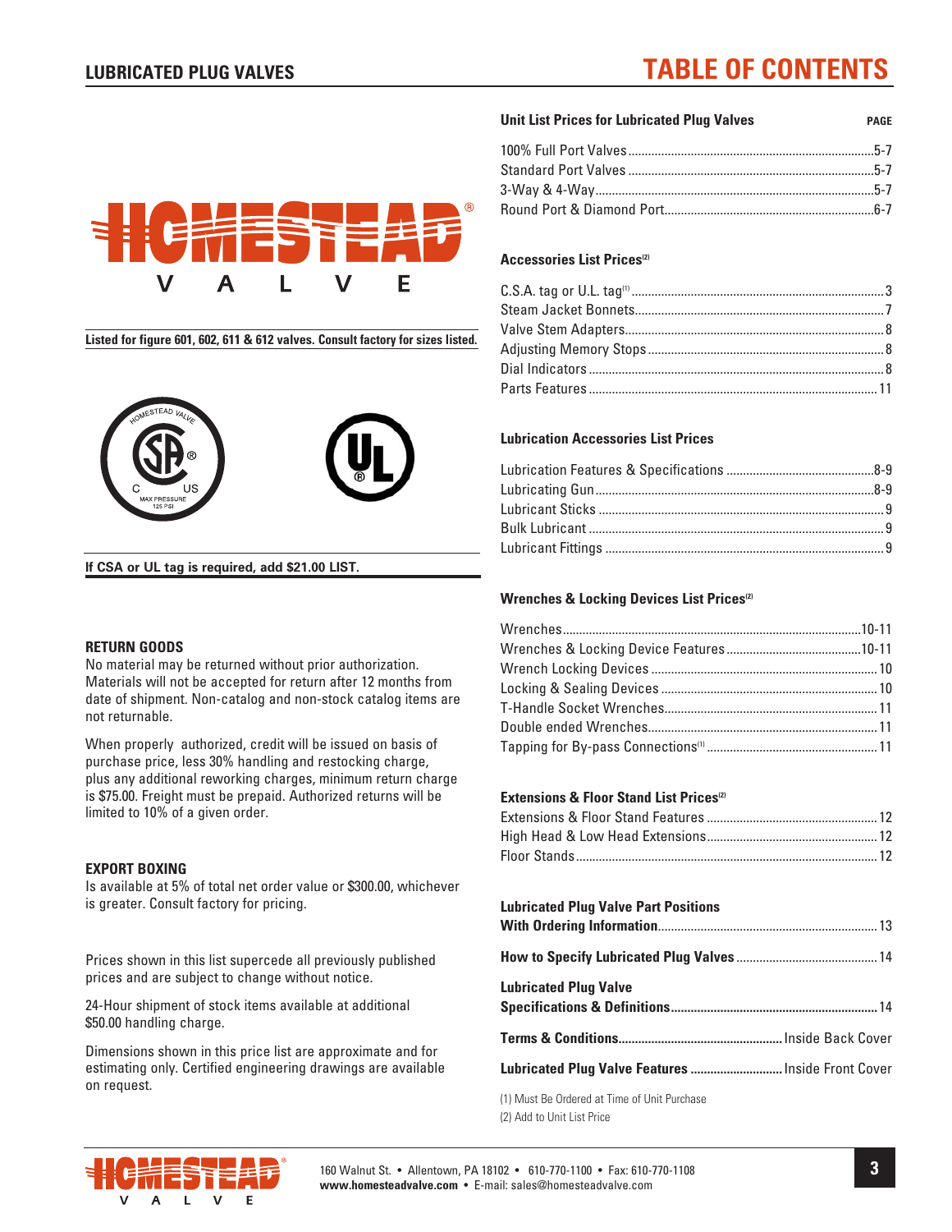# TABLE OF CONTENTS

Listed for figure 601, 602, 611 & 612 valves. Consult factory for sizes listed.

If CSA or UL tag is required, add $21.00 LIST.

### RETURN GOODS

No material may be returned without prior authorization. Materials will not be accepted for return after 12 months from date of shipment. Non-catalog and non-stock catalog items are not returnable.

When properly authorized, credit will be issued on basis of purchase price, less 30% handling and restocking charge, plus any additional reworking charges, minimum return charge is $75.00. Freight must be prepaid. Authorized returns will be limited to 10% of a given order.

### EXPORT BOXING

Is available at 5% of total net order value or $300.00, whichever is greater. Consult factory for pricing.

Prices shown in this list supercede all previously published prices and are subject to change without notice.

24-Hour shipment of stock items available at additional $50.00 handling charge.

Dimensions shown in this price list are approximate and for estimating only. Certified engineering drawings are available on request.

| **Unit List Prices for Lubricated Plug Valves** | **PAGE** |
|---|---|
| 100% Full Port Valves | 5-7 |
| Standard Port Valves | 5-7 |
| 3-Way & 4-Way | 5-7 |
| Round Port & Diamond Port | 6-7 |

| **Accessories List Prices[2]** | |
|---|---|
| C.S.A. tag or U.L. tag[1] | 3 |
| Steam Jacket Bonnets | 7 |
| Valve Stem Adapters | 8 |
| Adjusting Memory Stops | 8 |
| Dial Indicators | 8 |
| Parts Features | 11 |

| **Lubrication Accessories List Prices** | |
|---|---|
| Lubrication Features & Specifications | 8-9 |
| Lubricating Gun | 8-9 |
| Lubricant Sticks | 9 |
| Bulk Lubricant | 9 |
| Lubricant Fittings | 9 |

| **Wrenches & Locking Devices List Prices[2]** | |
|---|---|
| Wrenches | 10-11 |
| Wrenches & Locking Device Features | 10-11 |
| Wrench Locking Devices | 10 |
| Locking & Sealing Devices | 10 |
| T-Handle Socket Wrenches | 11 |
| Double ended Wrenches | 11 |
| Tapping for By-pass Connections[1] | 11 |

| **Extensions & Floor Stand List Prices[2]** | |
|---|---|
| Extensions & Floor Stand Features | 12 |
| High Head & Low Head Extensions | 12 |
| Floor Stands | 12 |

| | |
|---|---|
| **Lubricated Plug Valve Part Positions With Ordering Information** | 13 |
| **How to Specify Lubricated Plug Valves** | 14 |
| **Lubricated Plug Valve Specifications & Definitions** | 14 |
| **Terms & Conditions** | Inside Back Cover |
| **Lubricated Plug Valve Features** | Inside Front Cover |

(1) Must Be Ordered at Time of Unit Purchase

(2) Add to Unit List Price

160 Walnut St. • Allentown, PA 18102 • 610-770-1100 • Fax: 610-770-1108
**www.homesteadvalve.com** • E-mail: sales@homesteadvalve.com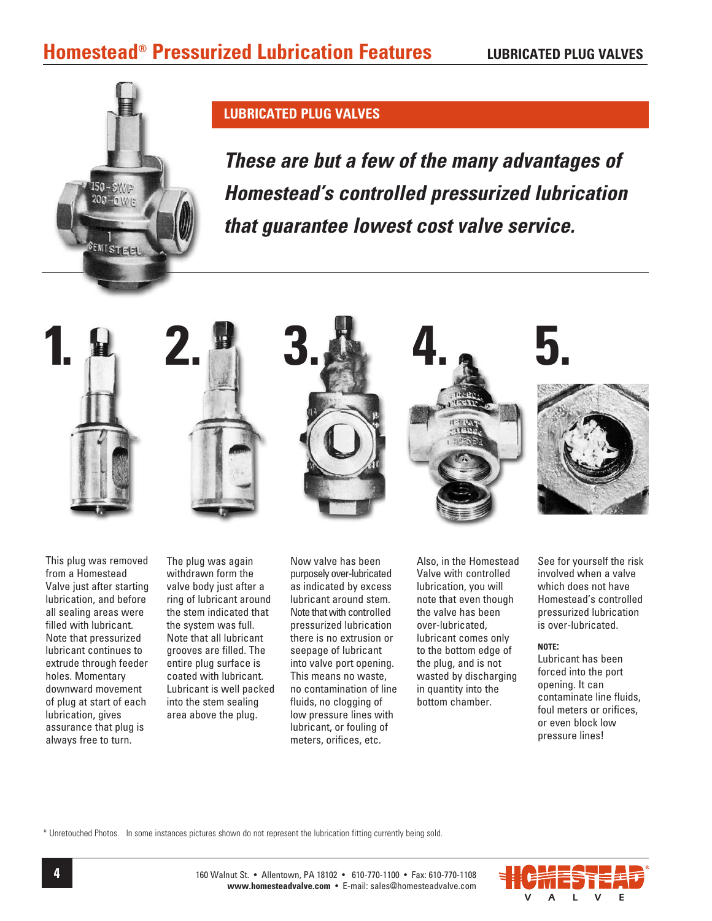# Homestead® Pressurized Lubrication Features

## LUBRICATED PLUG VALVES

***These are but a few of the many advantages of Homestead's controlled pressurized lubrication that guarantee lowest cost valve service.***

**1.** This plug was removed from a Homestead Valve just after starting lubrication, and before all sealing areas were filled with lubricant. Note that pressurized lubricant continues to extrude through feeder holes. Momentary downward movement of plug at start of each lubrication, gives assurance that plug is always free to turn.

**2.** The plug was again withdrawn form the valve body just after a ring of lubricant around the stem indicated that the system was full. Note that all lubricant grooves are filled. The entire plug surface is coated with lubricant. Lubricant is well packed into the stem sealing area above the plug.

**3.** Now valve has been purposely over-lubricated as indicated by excess lubricant around stem. Note that with controlled pressurized lubrication there is no extrusion or seepage of lubricant into valve port opening. This means no waste, no contamination of line fluids, no clogging of low pressure lines with lubricant, or fouling of meters, orifices, etc.

**4.** Also, in the Homestead Valve with controlled lubrication, you will note that even though the valve has been over-lubricated, lubricant comes only to the bottom edge of the plug, and is not wasted by discharging in quantity into the bottom chamber.

**5.** See for yourself the risk involved when a valve which does not have Homestead's controlled pressurized lubrication is over-lubricated.

**NOTE:**
Lubricant has been forced into the port opening. It can contaminate line fluids, foul meters or orifices, or even block low pressure lines!

* Unretouched Photos. In some instances pictures shown do not represent the lubrication fitting currently being sold.

160 Walnut St. • Allentown, PA 18102 • 610-770-1100 • Fax: 610-770-1108
**www.homesteadvalve.com** • E-mail: sales@homesteadvalve.com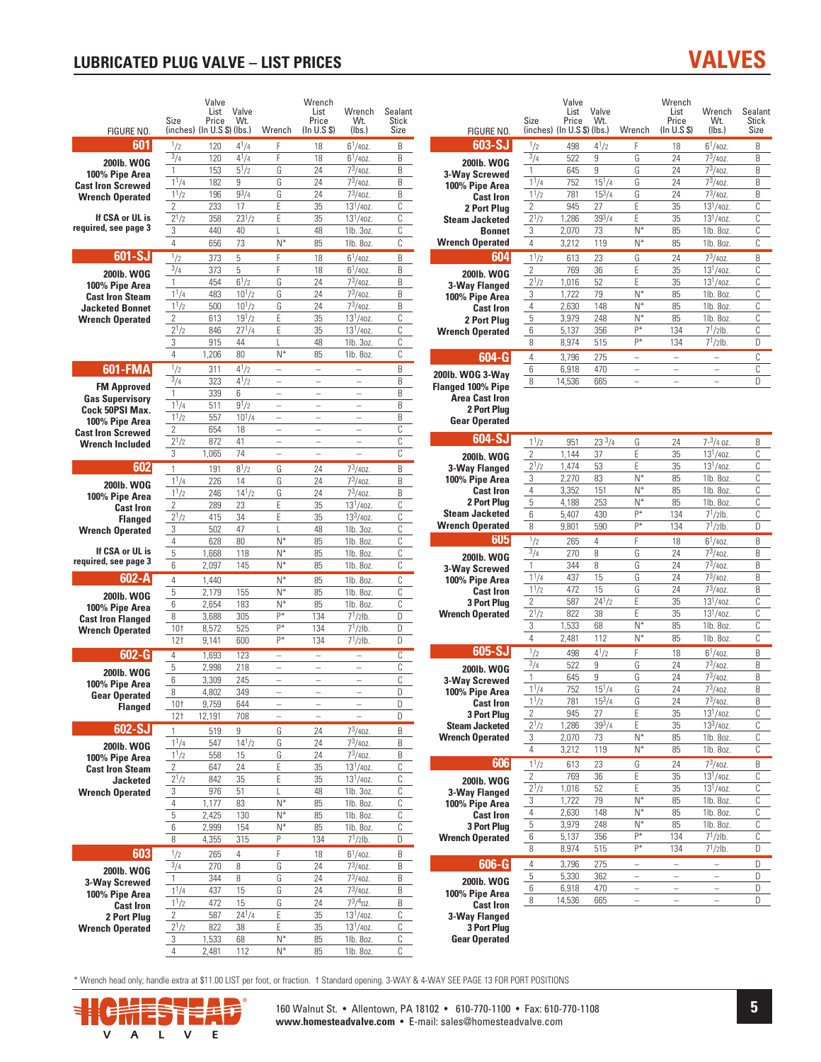## LUBRICATED PLUG VALVE – LIST PRICES

# VALVES

| FIGURE NO. | Size (inches) | Valve List Price (In U.S $) | Valve Wt. (lbs.) | Wrench | Wrench List Price (In U.S $) | Wrench Wt. (lbs.) | Sealant Stick Size |
|---|---|---|---|---|---|---|---|
| **601** | 1/2 | 120 | 4 1/4 | F | 18 | 6 1/4oz. | B |
| **200lb. WOG 100% Pipe Area Cast Iron Screwed Wrench Operated** | 3/4 | 120 | 4 1/4 | F | 18 | 6 1/4oz. | B |
| | 1 | 153 | 5 1/2 | G | 24 | 7 3/4oz. | B |
| | 1 1/4 | 182 | 9 | G | 24 | 7 3/4oz. | B |
| | 1 1/2 | 196 | 9 3/4 | G | 24 | 7 3/4oz. | B |
| | 2 | 233 | 17 | E | 35 | 13 1/4oz. | C |
| **If CSA or UL is required, see page 3** | 2 1/2 | 358 | 23 1/2 | E | 35 | 13 1/4oz. | C |
| | 3 | 440 | 40 | L | 48 | 1lb. 3oz. | C |
| | 4 | 656 | 73 | N* | 85 | 1lb. 8oz. | C |
| **601-SJ** | 1/2 | 373 | 5 | F | 18 | 6 1/4oz. | B |
| **200lb. WOG 100% Pipe Area Cast Iron Steam Jacketed Bonnet Wrench Operated** | 3/4 | 373 | 5 | F | 18 | 6 1/4oz. | B |
| | 1 | 454 | 6 1/2 | G | 24 | 7 3/4oz. | B |
| | 1 1/4 | 483 | 10 1/2 | G | 24 | 7 3/4oz. | B |
| | 1 1/2 | 500 | 10 1/2 | G | 24 | 7 3/4oz. | B |
| | 2 | 613 | 19 1/2 | E | 35 | 13 1/4oz. | C |
| | 2 1/2 | 846 | 27 1/4 | E | 35 | 13 1/4oz. | C |
| | 3 | 915 | 44 | L | 48 | 1lb. 3oz. | C |
| | 4 | 1,206 | 80 | N* | 85 | 1lb. 8oz. | C |
| **601-FMA** | 1/2 | 311 | 4 1/2 | – | – | – | B |
| **FM Approved Gas Supervisory Cock 50PSI Max. 100% Pipe Area Cast Iron Screwed Wrench Included** | 3/4 | 323 | 4 1/2 | – | – | – | B |
| | 1 | 339 | 6 | – | – | – | B |
| | 1 1/4 | 511 | 9 1/2 | – | – | – | B |
| | 1 1/2 | 557 | 10 1/4 | – | – | – | B |
| | 2 | 654 | 18 | – | – | – | C |
| | 2 1/2 | 872 | 41 | – | – | – | C |
| | 3 | 1,065 | 74 | – | – | – | C |
| **602** | 1 | 191 | 8 1/2 | G | 24 | 7 3/4oz. | B |
| **200lb. WOG 100% Pipe Area Cast Iron Flanged Wrench Operated** | 1 1/4 | 226 | 14 | G | 24 | 7 3/4oz. | B |
| | 1 1/2 | 246 | 14 1/2 | G | 24 | 7 3/4oz. | B |
| | 2 | 289 | 23 | E | 35 | 13 1/4oz. | C |
| | 2 1/2 | 415 | 34 | E | 35 | 13 3/4oz. | C |
| | 3 | 502 | 47 | L | 48 | 1lb. 3oz. | C |
| | 4 | 628 | 80 | N* | 85 | 1lb. 8oz. | C |
| **If CSA or UL is required, see page 3** | 5 | 1,668 | 118 | N* | 85 | 1lb. 8oz. | C |
| | 6 | 2,097 | 145 | N* | 85 | 1lb. 8oz. | C |
| **602-A** | 4 | 1,440 | | N* | 85 | 1lb. 8oz. | C |
| **200lb. WOG 100% Pipe Area Cast Iron Flanged Wrench Operated** | 5 | 2,179 | 155 | N* | 85 | 1lb. 8oz. | C |
| | 6 | 2,654 | 183 | N* | 85 | 1lb. 8oz. | C |
| | 8 | 3,688 | 305 | P* | 134 | 7 1/2lb. | D |
| | 10† | 8,572 | 525 | P* | 134 | 7 1/2lb. | D |
| | 12† | 9,141 | 600 | P* | 134 | 7 1/2lb. | D |
| **602-G** | 4 | 1,693 | 123 | – | – | – | C |
| **200lb. WOG 100% Pipe Area Gear Operated Flanged** | 5 | 2,998 | 218 | – | – | – | C |
| | 6 | 3,309 | 245 | – | – | – | C |
| | 8 | 4,802 | 349 | – | – | – | D |
| | 10† | 9,759 | 644 | – | – | – | D |
| | 12† | 12,191 | 708 | – | – | – | D |
| **602-SJ** | 1 | 519 | 9 | G | 24 | 7 3/4oz. | B |
| **200lb. WOG 100% Pipe Area Cast Iron Steam Jacketed Wrench Operated** | 1 1/4 | 547 | 14 1/2 | G | 24 | 7 3/4oz. | B |
| | 1 1/2 | 558 | 15 | G | 24 | 7 3/4oz. | B |
| | 2 | 647 | 24 | E | 35 | 13 1/4oz. | C |
| | 2 1/2 | 842 | 35 | E | 35 | 13 1/4oz. | C |
| | 3 | 976 | 51 | L | 48 | 1lb. 3oz. | C |
| | 4 | 1,177 | 83 | N* | 85 | 1lb. 8oz. | C |
| | 5 | 2,425 | 130 | N* | 85 | 1lb. 8oz. | C |
| | 6 | 2,999 | 154 | N* | 85 | 1lb. 8oz. | C |
| | 8 | 4,355 | 315 | P | 134 | 7 1/2lb. | D |
| **603** | 1/2 | 265 | 4 | F | 18 | 6 1/4oz. | B |
| **200lb. WOG 3-Way Screwed 100% Pipe Area Cast Iron 2 Port Plug Wrench Operated** | 3/4 | 270 | 8 | G | 24 | 7 3/4oz. | B |
| | 1 | 344 | 8 | G | 24 | 7 3/4oz. | B |
| | 1 1/4 | 437 | 15 | G | 24 | 7 3/4oz. | B |
| | 1 1/2 | 472 | 15 | G | 24 | 7 3/4oz. | B |
| | 2 | 587 | 24 1/4 | E | 35 | 13 1/4oz. | C |
| | 2 1/2 | 822 | 38 | E | 35 | 13 1/4oz. | C |
| | 3 | 1,533 | 68 | N* | 85 | 1lb. 8oz. | C |
| | 4 | 2,481 | 112 | N* | 85 | 1lb. 8oz. | C |
| **603-SJ** | 1/2 | 498 | 4 1/2 | F | 18 | 6 1/4oz. | B |
| **200lb. WOG 3-Way Screwed 100% Pipe Area Cast Iron 2 Port Plug Steam Jacketed Bonnet Wrench Operated** | 3/4 | 522 | 9 | G | 24 | 7 3/4oz. | B |
| | 1 | 645 | 9 | G | 24 | 7 3/4oz. | B |
| | 1 1/4 | 752 | 15 1/4 | G | 24 | 7 3/4oz. | B |
| | 1 1/2 | 781 | 15 3/4 | G | 24 | 7 3/4oz. | B |
| | 2 | 945 | 27 | E | 35 | 13 1/4oz. | C |
| | 2 1/2 | 1,286 | 39 3/4 | E | 35 | 13 1/4oz. | C |
| | 3 | 2,070 | 73 | N* | 85 | 1lb. 8oz. | C |
| | 4 | 3,212 | 119 | N* | 85 | 1lb. 8oz. | C |
| **604** | 1 1/2 | 613 | 23 | G | 24 | 7 3/4oz. | B |
| **200lb. WOG 3-Way Flanged 100% Pipe Area Cast Iron 2 Port Plug Wrench Operated** | 2 | 769 | 36 | E | 35 | 13 1/4oz. | C |
| | 2 1/2 | 1,016 | 52 | E | 35 | 13 1/4oz. | C |
| | 3 | 1,722 | 79 | N* | 85 | 1lb. 8oz. | C |
| | 4 | 2,630 | 148 | N* | 85 | 1lb. 8oz. | C |
| | 5 | 3,979 | 248 | N* | 85 | 1lb. 8oz. | C |
| | 6 | 5,137 | 356 | P* | 134 | 7 1/2lb. | C |
| | 8 | 8,974 | 515 | P* | 134 | 7 1/2lb. | D |
| **604-G** | 4 | 3,796 | 275 | – | – | – | C |
| **200lb. WOG 3-Way Flanged 100% Pipe Area Cast Iron 2 Port Plug Gear Operated** | 6 | 6,918 | 470 | – | – | – | C |
| | 8 | 14,536 | 665 | – | – | – | D |
| **604-SJ** | 1 1/2 | 951 | 23 3/4 | G | 24 | 7-3/4 oz. | B |
| **200lb. WOG 3-Way Flanged 100% Pipe Area Cast Iron 2 Port Plug Steam Jacketed Wrench Operated** | 2 | 1,144 | 37 | E | 35 | 13 1/4oz. | C |
| | 2 1/2 | 1,474 | 53 | E | 35 | 13 1/4oz. | C |
| | 3 | 2,270 | 83 | N* | 85 | 1lb. 8oz. | C |
| | 4 | 3,352 | 151 | N* | 85 | 1lb. 8oz. | C |
| | 5 | 4,188 | 253 | N* | 85 | 1lb. 8oz. | C |
| | 6 | 5,407 | 430 | P* | 134 | 7 1/2lb. | C |
| | 8 | 9,801 | 590 | P* | 134 | 7 1/2lb. | D |
| **605** | 1/2 | 265 | 4 | F | 18 | 6 1/4oz. | B |
| **200lb. WOG 3-Way Screwed 100% Pipe Area Cast Iron 3 Port Plug Wrench Operated** | 3/4 | 270 | 8 | G | 24 | 7 3/4oz. | B |
| | 1 | 344 | 8 | G | 24 | 7 3/4oz. | B |
| | 1 1/4 | 437 | 15 | G | 24 | 7 3/4oz. | B |
| | 1 1/2 | 472 | 15 | G | 24 | 7 3/4oz. | B |
| | 2 | 587 | 24 1/2 | E | 35 | 13 1/4oz. | C |
| | 2 1/2 | 822 | 38 | E | 35 | 13 1/4oz. | C |
| | 3 | 1,533 | 68 | N* | 85 | 1lb. 8oz. | C |
| | 4 | 2,481 | 112 | N* | 85 | 1lb. 8oz. | C |
| **605-SJ** | 1/2 | 498 | 4 1/2 | F | 18 | 6 1/4oz. | B |
| **200lb. WOG 3-Way Screwed 100% Pipe Area Cast Iron 3 Port Plug Steam Jacketed Wrench Operated** | 3/4 | 522 | 9 | G | 24 | 7 3/4oz. | B |
| | 1 | 645 | 9 | G | 24 | 7 3/4oz. | B |
| | 1 1/4 | 752 | 15 1/4 | G | 24 | 7 3/4oz. | B |
| | 1 1/2 | 781 | 15 3/4 | G | 24 | 7 3/4oz. | B |
| | 2 | 945 | 27 | E | 35 | 13 1/4oz. | C |
| | 2 1/2 | 1,286 | 39 3/4 | E | 35 | 13 3/4oz. | C |
| | 3 | 2,070 | 73 | N* | 85 | 1lb. 8oz. | C |
| | 4 | 3,212 | 119 | N* | 85 | 1lb. 8oz. | C |
| **606** | 1 1/2 | 613 | 23 | G | 24 | 7 3/4oz. | B |
| **200lb. WOG 3-Way Flanged 100% Pipe Area Cast Iron 3 Port Plug Wrench Operated** | 2 | 769 | 36 | E | 35 | 13 1/4oz. | C |
| | 2 1/2 | 1,016 | 52 | E | 35 | 13 1/4oz. | C |
| | 3 | 1,722 | 79 | N* | 85 | 1lb. 8oz. | C |
| | 4 | 2,630 | 148 | N* | 85 | 1lb. 8oz. | C |
| | 5 | 3,979 | 248 | N* | 85 | 1lb. 8oz. | C |
| | 6 | 5,137 | 356 | P* | 134 | 7 1/2lb. | C |
| | 8 | 8,974 | 515 | P* | 134 | 7 1/2lb. | D |
| **606-G** | 4 | 3,796 | 275 | – | – | – | D |
| **200lb. WOG 100% Pipe Area Cast Iron 3-Way Flanged 3 Port Plug Gear Operated** | 5 | 5,330 | 362 | – | – | – | D |
| | 6 | 6,918 | 470 | – | – | – | D |
| | 8 | 14,536 | 665 | – | – | – | D |

\* Wrench head only; handle extra at $11.00 LIST per foot, or fraction. † Standard opening. 3-WAY & 4-WAY SEE PAGE 13 FOR PORT POSITIONS

HOMESTEAD VALVE

160 Walnut St. • Allentown, PA 18102 • 610-770-1100 • Fax: 610-770-1108
**www.homesteadvalve.com** • E-mail: sales@homesteadvalve.com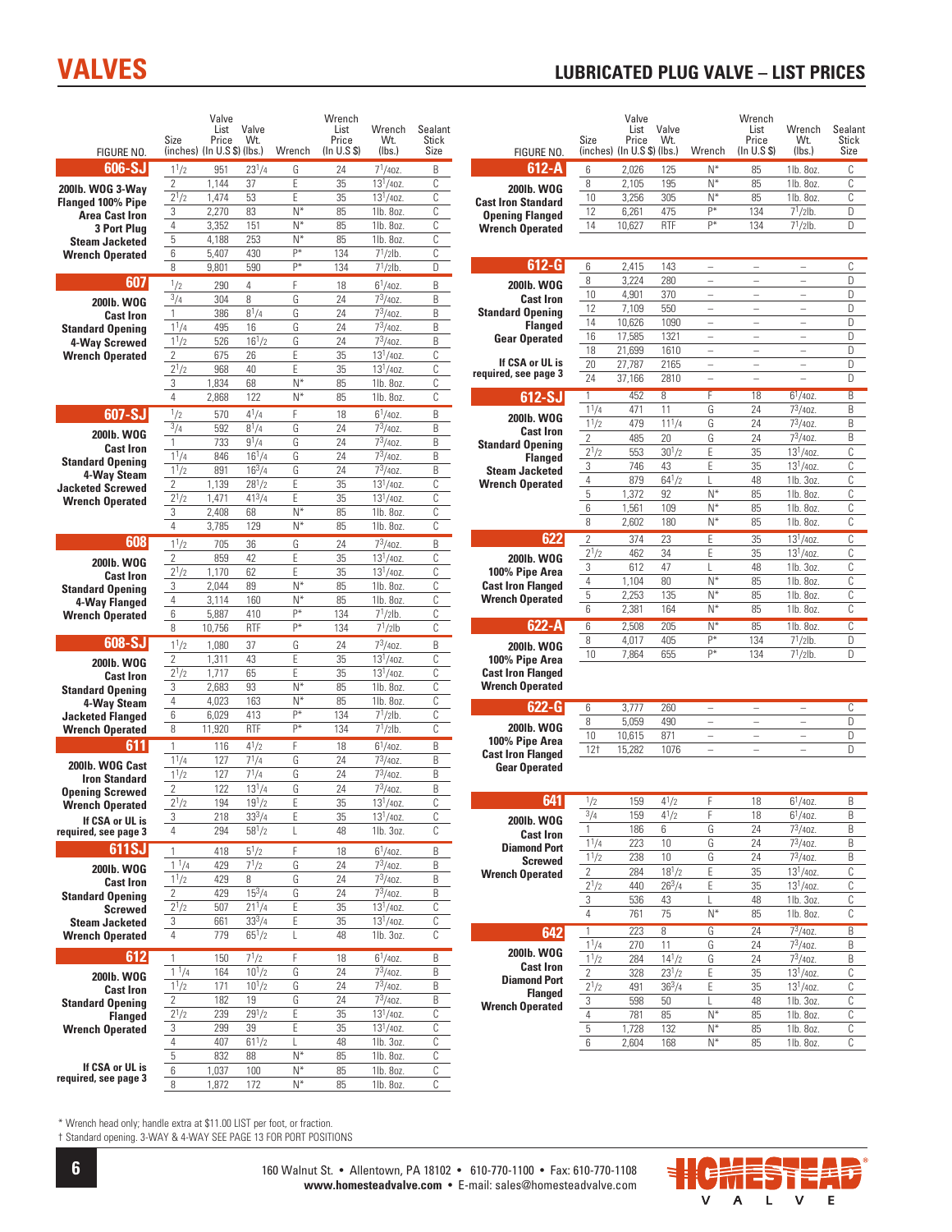# VALVES

## LUBRICATED PLUG VALVE – LIST PRICES

| FIGURE NO. | Size (inches) | Valve List Price (In U.S $) | Valve Wt. (lbs.) | Wrench | Wrench List Price (In U.S $) | Wrench Wt. (lbs.) | Sealant Stick Size |
|---|---|---|---|---|---|---|---|
| **606-SJ** 200lb. WOG 3-Way Flanged 100% Pipe Area Cast Iron 3 Port Plug Steam Jacketed Wrench Operated | 1 1/2 | 951 | 23 1/4 | G | 24 | 7 1/4oz. | B |
| | 2 | 1,144 | 37 | E | 35 | 13 1/4oz. | C |
| | 2 1/2 | 1,474 | 53 | E | 35 | 13 1/4oz. | C |
| | 3 | 2,270 | 83 | N* | 85 | 1lb. 8oz. | C |
| | 4 | 3,352 | 151 | N* | 85 | 1lb. 8oz. | C |
| | 5 | 4,188 | 253 | N* | 85 | 1lb. 8oz. | C |
| | 6 | 5,407 | 430 | P* | 134 | 7 1/2lb. | C |
| | 8 | 9,801 | 590 | P* | 134 | 7 1/2lb. | D |
| **607** 200lb. WOG Cast Iron Standard Opening 4-Way Screwed Wrench Operated | 1/2 | 290 | 4 | F | 18 | 6 1/4oz. | B |
| | 3/4 | 304 | 8 | G | 24 | 7 3/4oz. | B |
| | 1 | 386 | 8 1/4 | G | 24 | 7 3/4oz. | B |
| | 1 1/4 | 495 | 16 | G | 24 | 7 3/4oz. | B |
| | 1 1/2 | 526 | 16 1/2 | G | 24 | 7 3/4oz. | B |
| | 2 | 675 | 26 | E | 35 | 13 1/4oz. | C |
| | 2 1/2 | 968 | 40 | E | 35 | 13 1/4oz. | C |
| | 3 | 1,834 | 68 | N* | 85 | 1lb. 8oz. | C |
| | 4 | 2,868 | 122 | N* | 85 | 1lb. 8oz. | C |
| **607-SJ** 200lb. WOG Cast Iron Standard Opening 4-Way Steam Jacketed Screwed Wrench Operated | 1/2 | 570 | 4 1/4 | F | 18 | 6 1/4oz. | B |
| | 3/4 | 592 | 8 1/4 | G | 24 | 7 3/4oz. | B |
| | 1 | 733 | 9 1/4 | G | 24 | 7 3/4oz. | B |
| | 1 1/4 | 846 | 16 1/4 | G | 24 | 7 3/4oz. | B |
| | 1 1/2 | 891 | 16 3/4 | G | 24 | 7 3/4oz. | B |
| | 2 | 1,139 | 28 1/2 | E | 35 | 13 1/4oz. | C |
| | 2 1/2 | 1,471 | 41 3/4 | E | 35 | 13 1/4oz. | C |
| | 3 | 2,408 | 68 | N* | 85 | 1lb. 8oz. | C |
| | 4 | 3,785 | 129 | N* | 85 | 1lb. 8oz. | C |
| **608** 200lb. WOG Cast Iron Standard Opening 4-Way Flanged Wrench Operated | 1 1/2 | 705 | 36 | G | 24 | 7 3/4oz. | B |
| | 2 | 859 | 42 | E | 35 | 13 1/4oz. | C |
| | 2 1/2 | 1,170 | 62 | E | 35 | 13 1/4oz. | C |
| | 3 | 2,044 | 89 | N* | 85 | 1lb. 8oz. | C |
| | 4 | 3,114 | 160 | N* | 85 | 1lb. 8oz. | C |
| | 6 | 5,887 | 410 | P* | 134 | 7 1/2lb. | C |
| | 8 | 10,756 | RTF | P* | 134 | 7 1/2lb | C |
| **608-SJ** 200lb. WOG Cast Iron Standard Opening 4-Way Steam Jacketed Flanged Wrench Operated | 1 1/2 | 1,080 | 37 | G | 24 | 7 3/4oz. | B |
| | 2 | 1,311 | 43 | E | 35 | 13 1/4oz. | C |
| | 2 1/2 | 1,717 | 65 | E | 35 | 13 1/4oz. | C |
| | 3 | 2,683 | 93 | N* | 85 | 1lb. 8oz. | C |
| | 4 | 4,023 | 163 | N* | 85 | 1lb. 8oz. | C |
| | 6 | 6,029 | 413 | P* | 134 | 7 1/2lb. | C |
| | 8 | 11,920 | RTF | P* | 134 | 7 1/2lb. | C |
| **611** 200lb. WOG Cast Iron Standard Opening Screwed Wrench Operated. If CSA or UL is required, see page 3 | 1 | 116 | 4 1/2 | F | 18 | 6 1/4oz. | B |
| | 1 1/4 | 127 | 7 1/4 | G | 24 | 7 3/4oz. | B |
| | 1 1/2 | 127 | 7 1/4 | G | 24 | 7 3/4oz. | B |
| | 2 | 122 | 13 1/4 | G | 24 | 7 3/4oz. | B |
| | 2 1/2 | 194 | 19 1/2 | E | 35 | 13 1/4oz. | C |
| | 3 | 218 | 33 3/4 | E | 35 | 13 1/4oz. | C |
| | 4 | 294 | 58 1/2 | L | 48 | 1lb. 3oz. | C |
| **611SJ** 200lb. WOG Cast Iron Standard Opening Screwed Steam Jacketed Wrench Operated | 1 | 418 | 5 1/2 | F | 18 | 6 1/4oz. | B |
| | 1 1/4 | 429 | 7 1/2 | G | 24 | 7 3/4oz. | B |
| | 1 1/2 | 429 | 8 | G | 24 | 7 3/4oz. | B |
| | 2 | 429 | 15 3/4 | G | 24 | 7 3/4oz. | B |
| | 2 1/2 | 507 | 21 1/4 | E | 35 | 13 1/4oz. | C |
| | 3 | 661 | 33 3/4 | E | 35 | 13 1/4oz. | C |
| | 4 | 779 | 65 1/2 | L | 48 | 1lb. 3oz. | C |
| **612** 200lb. WOG Cast Iron Standard Opening Flanged Wrench Operated. If CSA or UL is required, see page 3 | 1 | 150 | 7 1/2 | F | 18 | 6 1/4oz. | B |
| | 1 1/4 | 164 | 10 1/2 | G | 24 | 7 3/4oz. | B |
| | 1 1/2 | 171 | 10 1/2 | G | 24 | 7 3/4oz. | B |
| | 2 | 182 | 19 | G | 24 | 7 3/4oz. | B |
| | 2 1/2 | 239 | 29 1/2 | E | 35 | 13 1/4oz. | C |
| | 3 | 299 | 39 | E | 35 | 13 1/4oz. | C |
| | 4 | 407 | 61 1/2 | L | 48 | 1lb. 3oz. | C |
| | 5 | 832 | 88 | N* | 85 | 1lb. 8oz. | C |
| | 6 | 1,037 | 100 | N* | 85 | 1lb. 8oz. | C |
| | 8 | 1,872 | 172 | N* | 85 | 1lb. 8oz. | C |
| **612-A** 200lb. WOG Cast Iron Standard Opening Flanged Wrench Operated | 6 | 2,026 | 125 | N* | 85 | 1lb. 8oz. | C |
| | 8 | 2,105 | 195 | N* | 85 | 1lb. 8oz. | C |
| | 10 | 3,256 | 305 | N* | 85 | 1lb. 8oz. | C |
| | 12 | 6,261 | 475 | P* | 134 | 7 1/2lb. | D |
| | 14 | 10,627 | RTF | P* | 134 | 7 1/2lb. | D |
| **612-G** 200lb. WOG Cast Iron Standard Opening Flanged Gear Operated. If CSA or UL is required, see page 3 | 6 | 2,415 | 143 | – | – | – | C |
| | 8 | 3,224 | 280 | – | – | – | D |
| | 10 | 4,901 | 370 | – | – | – | D |
| | 12 | 7,109 | 550 | – | – | – | D |
| | 14 | 10,626 | 1090 | – | – | – | D |
| | 16 | 17,585 | 1321 | – | – | – | D |
| | 18 | 21,699 | 1610 | – | – | – | D |
| | 20 | 27,787 | 2165 | – | – | – | D |
| | 24 | 37,166 | 2810 | – | – | – | D |
| **612-SJ** 200lb. WOG Cast Iron Standard Opening Flanged Steam Jacketed Wrench Operated | 1 | 452 | 8 | F | 18 | 6 1/4oz. | B |
| | 1 1/4 | 471 | 11 | G | 24 | 7 3/4oz. | B |
| | 1 1/2 | 479 | 11 1/4 | G | 24 | 7 3/4oz. | B |
| | 2 | 485 | 20 | G | 24 | 7 3/4oz. | B |
| | 2 1/2 | 553 | 30 1/2 | E | 35 | 13 1/4oz. | C |
| | 3 | 746 | 43 | E | 35 | 13 1/4oz. | C |
| | 4 | 879 | 64 1/2 | L | 48 | 1lb. 3oz. | C |
| | 5 | 1,372 | 92 | N* | 85 | 1lb. 8oz. | C |
| | 6 | 1,561 | 109 | N* | 85 | 1lb. 8oz. | C |
| | 8 | 2,602 | 180 | N* | 85 | 1lb. 8oz. | C |
| **622** 200lb. WOG 100% Pipe Area Cast Iron Flanged Wrench Operated | 2 | 374 | 23 | E | 35 | 13 1/4oz. | C |
| | 2 1/2 | 462 | 34 | E | 35 | 13 1/4oz. | C |
| | 3 | 612 | 47 | L | 48 | 1lb. 3oz. | C |
| | 4 | 1,104 | 80 | N* | 85 | 1lb. 8oz. | C |
| | 5 | 2,253 | 135 | N* | 85 | 1lb. 8oz. | C |
| | 6 | 2,381 | 164 | N* | 85 | 1lb. 8oz. | C |
| **622-A** 200lb. WOG 100% Pipe Area Cast Iron Flanged Wrench Operated | 6 | 2,508 | 205 | N* | 85 | 1lb. 8oz. | C |
| | 8 | 4,017 | 405 | P* | 134 | 7 1/2lb. | D |
| | 10 | 7,864 | 655 | P* | 134 | 7 1/2lb. | D |
| **622-G** 200lb. WOG 100% Pipe Area Cast Iron Flanged Gear Operated | 6 | 3,777 | 260 | – | – | – | C |
| | 8 | 5,059 | 490 | – | – | – | D |
| | 10 | 10,615 | 871 | – | – | – | D |
| | 12† | 15,282 | 1076 | – | – | – | D |
| **641** 200lb. WOG Cast Iron Diamond Port Screwed Wrench Operated | 1/2 | 159 | 4 1/2 | F | 18 | 6 1/4oz. | B |
| | 3/4 | 159 | 4 1/2 | F | 18 | 6 1/4oz. | B |
| | 1 | 186 | 6 | G | 24 | 7 3/4oz. | B |
| | 1 1/4 | 223 | 10 | G | 24 | 7 3/4oz. | B |
| | 1 1/2 | 238 | 10 | G | 24 | 7 3/4oz. | B |
| | 2 | 284 | 18 1/2 | E | 35 | 13 1/4oz. | C |
| | 2 1/2 | 440 | 26 3/4 | E | 35 | 13 1/4oz. | C |
| | 3 | 536 | 43 | L | 48 | 1lb. 3oz. | C |
| | 4 | 761 | 75 | N* | 85 | 1lb. 8oz. | C |
| **642** 200lb. WOG Cast Iron Diamond Port Flanged Wrench Operated | 1 | 223 | 8 | G | 24 | 7 3/4oz. | B |
| | 1 1/4 | 270 | 11 | G | 24 | 7 3/4oz. | B |
| | 1 1/2 | 284 | 14 1/2 | G | 24 | 7 3/4oz. | B |
| | 2 | 328 | 23 1/2 | E | 35 | 13 1/4oz. | C |
| | 2 1/2 | 491 | 36 3/4 | E | 35 | 13 1/4oz. | C |
| | 3 | 598 | 50 | L | 48 | 1lb. 3oz. | C |
| | 4 | 781 | 85 | N* | 85 | 1lb. 8oz. | C |
| | 5 | 1,728 | 132 | N* | 85 | 1lb. 8oz. | C |
| | 6 | 2,604 | 168 | N* | 85 | 1lb. 8oz. | C |

\* Wrench head only; handle extra at $11.00 LIST per foot, or fraction.

† Standard opening. 3-WAY & 4-WAY SEE PAGE 13 FOR PORT POSITIONS

160 Walnut St. • Allentown, PA 18102 • 610-770-1100 • Fax: 610-770-1108
**www.homesteadvalve.com** • E-mail: sales@homesteadvalve.com

HOMESTEAD VALVE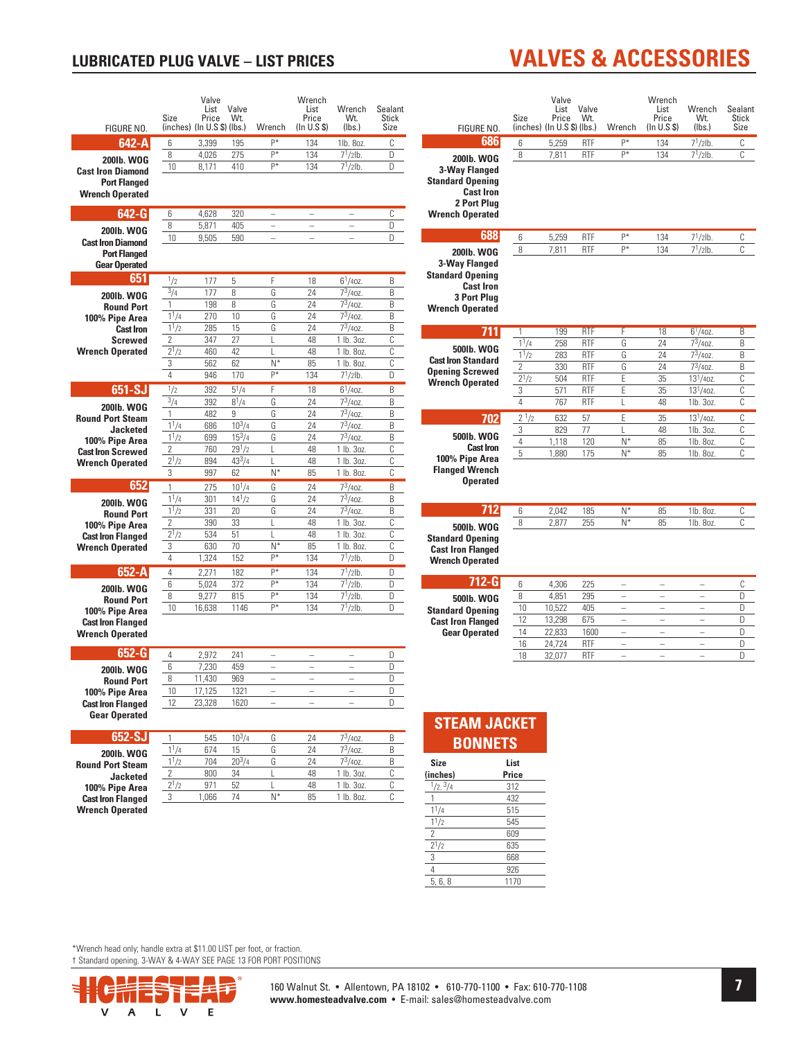# LUBRICATED PLUG VALVE – LIST PRICES

# VALVES & ACCESSORIES

| FIGURE NO. | Size (inches) | Valve List Price (In U.S $) | Valve Wt. (lbs.) | Wrench | Wrench List Price (In U.S $) | Wrench Wt. (lbs.) | Sealant Stick Size |
|---|---|---|---|---|---|---|---|
| **642-A** 200lb. WOG Cast Iron Diamond Port Flanged Wrench Operated | 6 | 3,399 | 195 | P* | 134 | 1lb. 8oz. | C |
| | 8 | 4,026 | 275 | P* | 134 | 7 1/2lb. | D |
| | 10 | 8,171 | 410 | P* | 134 | 7 1/2lb. | D |
| **642-G** 200lb. WOG Cast Iron Diamond Port Flanged Gear Operated | 6 | 4,628 | 320 | – | – | – | C |
| | 8 | 5,871 | 405 | – | – | – | D |
| | 10 | 9,505 | 590 | – | – | – | D |
| **651** 200lb. WOG Round Port 100% Pipe Area Cast Iron Screwed Wrench Operated | 1/2 | 177 | 5 | F | 18 | 6 1/4oz. | B |
| | 3/4 | 177 | 8 | G | 24 | 7 3/4oz. | B |
| | 1 | 198 | 8 | G | 24 | 7 3/4oz. | B |
| | 1 1/4 | 270 | 10 | G | 24 | 7 3/4oz. | B |
| | 1 1/2 | 285 | 15 | G | 24 | 7 3/4oz. | B |
| | 2 | 347 | 27 | L | 48 | 1 lb. 3oz. | C |
| | 2 1/2 | 460 | 42 | L | 48 | 1 lb. 8oz. | C |
| | 3 | 562 | 62 | N* | 85 | 1 lb. 8oz. | C |
| | 4 | 946 | 170 | P* | 134 | 7 1/2lb. | D |
| **651-SJ** 200lb. WOG Round Port Steam Jacketed 100% Pipe Area Cast Iron Screwed Wrench Operated | 1/2 | 392 | 5 1/4 | F | 18 | 6 1/4oz. | B |
| | 3/4 | 392 | 8 1/4 | G | 24 | 7 3/4oz. | B |
| | 1 | 482 | 9 | G | 24 | 7 3/4oz. | B |
| | 1 1/4 | 686 | 10 3/4 | G | 24 | 7 3/4oz. | B |
| | 1 1/2 | 699 | 15 3/4 | G | 24 | 7 3/4oz. | B |
| | 2 | 760 | 29 1/2 | L | 48 | 1 lb. 3oz. | C |
| | 2 1/2 | 894 | 43 3/4 | L | 48 | 1 lb. 3oz. | C |
| | 3 | 997 | 62 | N* | 85 | 1 lb. 8oz. | C |
| **652** 200lb. WOG Round Port 100% Pipe Area Cast Iron Flanged Wrench Operated | 1 | 275 | 10 1/4 | G | 24 | 7 3/4oz. | B |
| | 1 1/4 | 301 | 14 1/2 | G | 24 | 7 3/4oz. | B |
| | 1 1/2 | 331 | 20 | G | 24 | 7 3/4oz. | B |
| | 2 | 390 | 33 | L | 48 | 1 lb. 3oz. | C |
| | 2 1/2 | 534 | 51 | L | 48 | 1 lb. 3oz. | C |
| | 3 | 630 | 70 | N* | 85 | 1 lb. 8oz. | C |
| | 4 | 1,324 | 152 | P* | 134 | 7 1/2lb. | D |
| **652-A** 200lb. WOG Round Port 100% Pipe Area Cast Iron Flanged Wrench Operated | 4 | 2,271 | 182 | P* | 134 | 7 1/2lb. | D |
| | 6 | 5,024 | 372 | P* | 134 | 7 1/2lb. | D |
| | 8 | 9,277 | 815 | P* | 134 | 7 1/2lb. | D |
| | 10 | 16,638 | 1146 | P* | 134 | 7 1/2lb. | D |
| **652-G** 200lb. WOG Round Port 100% Pipe Area Cast Iron Flanged Gear Operated | 4 | 2,972 | 241 | – | – | – | D |
| | 6 | 7,230 | 459 | – | – | – | D |
| | 8 | 11,430 | 969 | – | – | – | D |
| | 10 | 17,125 | 1321 | – | – | – | D |
| | 12 | 23,328 | 1620 | – | – | – | D |
| **652-SJ** 200lb. WOG Round Port Steam Jacketed 100% Pipe Area Cast Iron Flanged Wrench Operated | 1 | 545 | 10 3/4 | G | 24 | 7 3/4oz. | B |
| | 1 1/4 | 674 | 15 | G | 24 | 7 3/4oz. | B |
| | 1 1/2 | 704 | 20 3/4 | G | 24 | 7 3/4oz. | B |
| | 2 | 800 | 34 | L | 48 | 1 lb. 3oz. | C |
| | 2 1/2 | 971 | 52 | L | 48 | 1 lb. 3oz. | C |
| | 3 | 1,066 | 74 | N* | 85 | 1 lb. 8oz. | C |

| FIGURE NO. | Size (inches) | Valve List Price (In U.S $) | Valve Wt. (lbs.) | Wrench | Wrench List Price (In U.S $) | Wrench Wt. (lbs.) | Sealant Stick Size |
|---|---|---|---|---|---|---|---|
| **686** 200lb. WOG 3-Way Flanged Standard Opening Cast Iron 2 Port Plug Wrench Operated | 6 | 5,259 | RTF | P* | 134 | 7 1/2lb. | C |
| | 8 | 7,811 | RTF | P* | 134 | 7 1/2lb. | C |
| **688** 200lb. WOG 3-Way Flanged Standard Opening Cast Iron 3 Port Plug Wrench Operated | 6 | 5,259 | RTF | P* | 134 | 7 1/2lb. | C |
| | 8 | 7,811 | RTF | P* | 134 | 7 1/2lb. | C |
| **711** 500lb. WOG Cast Iron Standard Opening Screwed Wrench Operated | 1 | 199 | RTF | F | 18 | 6 1/4oz. | B |
| | 1 1/4 | 258 | RTF | G | 24 | 7 3/4oz. | B |
| | 1 1/2 | 283 | RTF | G | 24 | 7 3/4oz. | B |
| | 2 | 330 | RTF | G | 24 | 7 3/4oz. | B |
| | 2 1/2 | 504 | RTF | E | 35 | 13 1/4oz. | C |
| | 3 | 571 | RTF | E | 35 | 13 1/4oz. | C |
| | 4 | 767 | RTF | L | 48 | 1lb. 3oz. | C |
| **702** 500lb. WOG Cast Iron 100% Pipe Area Flanged Wrench Operated | 2 1/2 | 632 | 57 | E | 35 | 13 1/4oz. | C |
| | 3 | 829 | 77 | L | 48 | 1lb. 3oz. | C |
| | 4 | 1,118 | 120 | N* | 85 | 1lb. 8oz. | C |
| | 5 | 1,880 | 175 | N* | 85 | 1lb. 8oz. | C |
| **712** 500lb. WOG Standard Opening Cast Iron Flanged Wrench Operated | 6 | 2,042 | 185 | N* | 85 | 1lb. 8oz. | C |
| | 8 | 2,877 | 255 | N* | 85 | 1lb. 8oz. | C |
| **712-G** 500lb. WOG Standard Opening Cast Iron Flanged Gear Operated | 6 | 4,306 | 225 | – | – | – | C |
| | 8 | 4,851 | 295 | – | – | – | D |
| | 10 | 10,522 | 405 | – | – | – | D |
| | 12 | 13,298 | 675 | – | – | – | D |
| | 14 | 22,833 | 1600 | – | – | – | D |
| | 16 | 24,724 | RTF | – | – | – | D |
| | 18 | 32,077 | RTF | – | – | – | D |

## STEAM JACKET BONNETS

| Size (inches) | List Price |
|---|---|
| 1/2, 3/4 | 312 |
| 1 | 432 |
| 1 1/4 | 515 |
| 1 1/2 | 545 |
| 2 | 609 |
| 2 1/2 | 635 |
| 3 | 668 |
| 4 | 926 |
| 5, 6, 8 | 1170 |

*Wrench head only; handle extra at $11.00 LIST per foot, or fraction.
† Standard opening. 3-WAY & 4-WAY SEE PAGE 13 FOR PORT POSITIONS

HOMESTEAD VALVE

160 Walnut St. • Allentown, PA 18102 • 610-770-1100 • Fax: 610-770-1108
www.homesteadvalve.com • E-mail: sales@homesteadvalve.com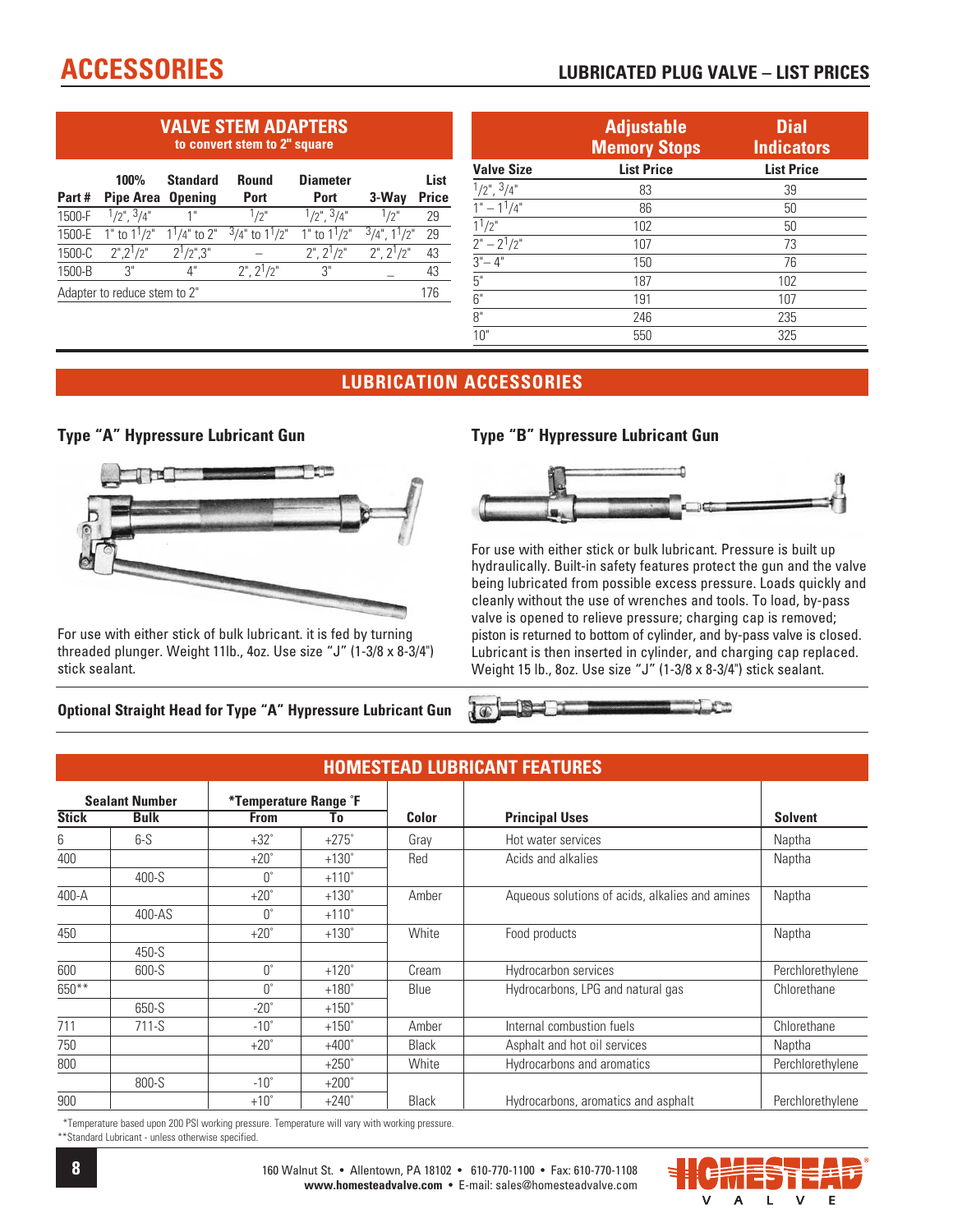# ACCESSORIES

## LUBRICATED PLUG VALVE – LIST PRICES

### VALVE STEM ADAPTERS
to convert stem to 2" square

| Part # | 100% Pipe Area | Standard Opening | Round Port | Diameter Port | 3-Way | List Price |
|---|---|---|---|---|---|---|
| 1500-F | 1/2", 3/4" | 1" | 1/2" | 1/2", 3/4" | 1/2" | 29 |
| 1500-E | 1" to 1 1/2" | 1 1/4" to 2" | 3/4" to 1 1/2" | 1" to 1 1/2" | 3/4", 1 1/2" | 29 |
| 1500-C | 2", 2 1/2" | 2 1/2", 3" | – | 2", 2 1/2" | 2", 2 1/2" | 43 |
| 1500-B | 3" | 4" | 2", 2 1/2" | 3" | – | 43 |
| Adapter to reduce stem to 2" | | | | | | 176 |

| Valve Size | Adjustable Memory Stops List Price | Dial Indicators List Price |
|---|---|---|
| 1/2", 3/4" | 83 | 39 |
| 1" – 1 1/4" | 86 | 50 |
| 1 1/2" | 102 | 50 |
| 2" – 2 1/2" | 107 | 73 |
| 3"– 4" | 150 | 76 |
| 5" | 187 | 102 |
| 6" | 191 | 107 |
| 8" | 246 | 235 |
| 10" | 550 | 325 |

## LUBRICATION ACCESSORIES

### Type "A" Hypressure Lubricant Gun

For use with either stick of bulk lubricant. it is fed by turning threaded plunger. Weight 11lb., 4oz. Use size "J" (1-3/8 x 8-3/4") stick sealant.

### Type "B" Hypressure Lubricant Gun

For use with either stick or bulk lubricant. Pressure is built up hydraulically. Built-in safety features protect the gun and the valve being lubricated from possible excess pressure. Loads quickly and cleanly without the use of wrenches and tools. To load, by-pass valve is opened to relieve pressure; charging cap is removed; piston is returned to bottom of cylinder, and by-pass valve is closed. Lubricant is then inserted in cylinder, and charging cap replaced. Weight 15 lb., 8oz. Use size "J" (1-3/8 x 8-3/4") stick sealant.

### Optional Straight Head for Type "A" Hypressure Lubricant Gun

## HOMESTEAD LUBRICANT FEATURES

| Sealant Number Stick | Sealant Number Bulk | *Temperature Range °F From | *Temperature Range °F To | Color | Principal Uses | Solvent |
|---|---|---|---|---|---|---|
| 6 | 6-S | +32° | +275° | Gray | Hot water services | Naptha |
| 400 | | +20° | +130° | Red | Acids and alkalies | Naptha |
| | 400-S | 0° | +110° | | | |
| 400-A | | +20° | +130° | Amber | Aqueous solutions of acids, alkalies and amines | Naptha |
| | 400-AS | 0° | +110° | | | |
| 450 | | +20° | +130° | White | Food products | Naptha |
| | 450-S | | | | | |
| 600 | 600-S | 0° | +120° | Cream | Hydrocarbon services | Perchlorethylene |
| 650** | | 0° | +180° | Blue | Hydrocarbons, LPG and natural gas | Chlorethane |
| | 650-S | -20° | +150° | | | |
| 711 | 711-S | -10° | +150° | Amber | Internal combustion fuels | Chlorethane |
| 750 | | +20° | +400° | Black | Asphalt and hot oil services | Naptha |
| 800 | | | +250° | White | Hydrocarbons and aromatics | Perchlorethylene |
| | 800-S | -10° | +200° | | | |
| 900 | | +10° | +240° | Black | Hydrocarbons, aromatics and asphalt | Perchlorethylene |

*Temperature based upon 200 PSI working pressure. Temperature will vary with working pressure.
**Standard Lubricant - unless otherwise specified.

160 Walnut St. • Allentown, PA 18102 • 610-770-1100 • Fax: 610-770-1108
**www.homesteadvalve.com** • E-mail: sales@homesteadvalve.com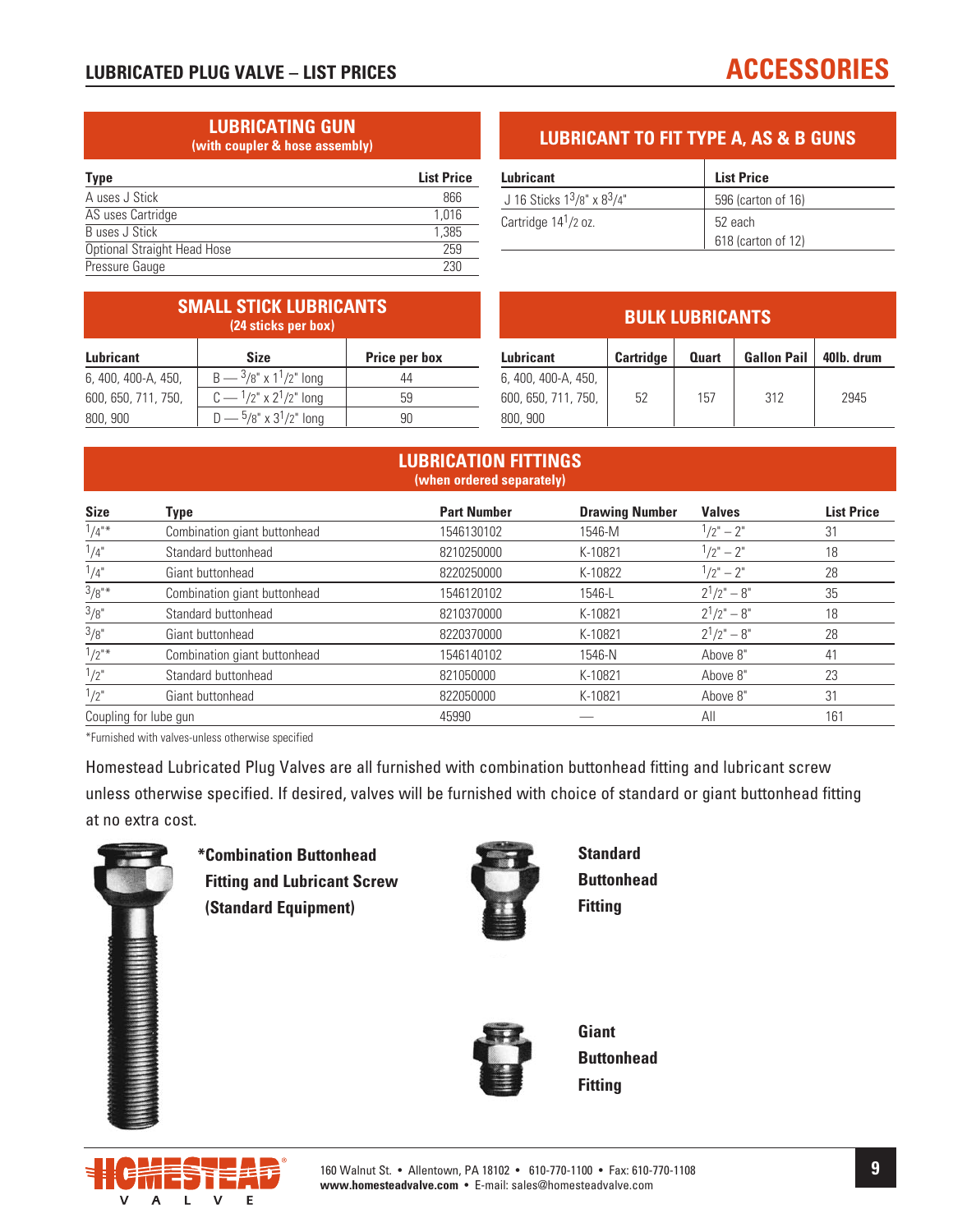# LUBRICATED PLUG VALVE – LIST PRICES

# ACCESSORIES

## LUBRICATING GUN
**(with coupler & hose assembly)**

| Type | List Price |
|---|---|
| A uses J Stick | 866 |
| AS uses Cartridge | 1,016 |
| B uses J Stick | 1,385 |
| Optional Straight Head Hose | 259 |
| Pressure Gauge | 230 |

## LUBRICANT TO FIT TYPE A, AS & B GUNS

| Lubricant | List Price |
|---|---|
| J 16 Sticks 1 3/8" x 8 3/4" | 596 (carton of 16) |
| Cartridge 14 1/2 oz. | 52 each<br>618 (carton of 12) |

## SMALL STICK LUBRICANTS
**(24 sticks per box)**

| Lubricant | Size | Price per box |
|---|---|---|
| 6, 400, 400-A, 450, 600, 650, 711, 750, 800, 900 | B — 3/8" x 1 1/2" long | 44 |
| | C — 1/2" x 2 1/2" long | 59 |
| | D — 5/8" x 3 1/2" long | 90 |

## BULK LUBRICANTS

| Lubricant | Cartridge | Quart | Gallon Pail | 40lb. drum |
|---|---|---|---|---|
| 6, 400, 400-A, 450, 600, 650, 711, 750, 800, 900 | 52 | 157 | 312 | 2945 |

## LUBRICATION FITTINGS
**(when ordered separately)**

| Size | Type | Part Number | Drawing Number | Valves | List Price |
|---|---|---|---|---|---|
| 1/4"* | Combination giant buttonhead | 1546130102 | 1546-M | 1/2" – 2" | 31 |
| 1/4" | Standard buttonhead | 8210250000 | K-10821 | 1/2" – 2" | 18 |
| 1/4" | Giant buttonhead | 8220250000 | K-10822 | 1/2" – 2" | 28 |
| 3/8"* | Combination giant buttonhead | 1546120102 | 1546-L | 2 1/2" – 8" | 35 |
| 3/8" | Standard buttonhead | 8210370000 | K-10821 | 2 1/2" – 8" | 18 |
| 3/8" | Giant buttonhead | 8220370000 | K-10821 | 2 1/2" – 8" | 28 |
| 1/2"* | Combination giant buttonhead | 1546140102 | 1546-N | Above 8" | 41 |
| 1/2" | Standard buttonhead | 821050000 | K-10821 | Above 8" | 23 |
| 1/2" | Giant buttonhead | 822050000 | K-10821 | Above 8" | 31 |
| Coupling for lube gun | | 45990 | — | All | 161 |

*Furnished with valves-unless otherwise specified

Homestead Lubricated Plug Valves are all furnished with combination buttonhead fitting and lubricant screw unless otherwise specified. If desired, valves will be furnished with choice of standard or giant buttonhead fitting at no extra cost.

**\*Combination Buttonhead Fitting and Lubricant Screw (Standard Equipment)**

**Standard Buttonhead Fitting**

**Giant Buttonhead Fitting**

160 Walnut St. • Allentown, PA 18102 • 610-770-1100 • Fax: 610-770-1108
**www.homesteadvalve.com** • E-mail: sales@homesteadvalve.com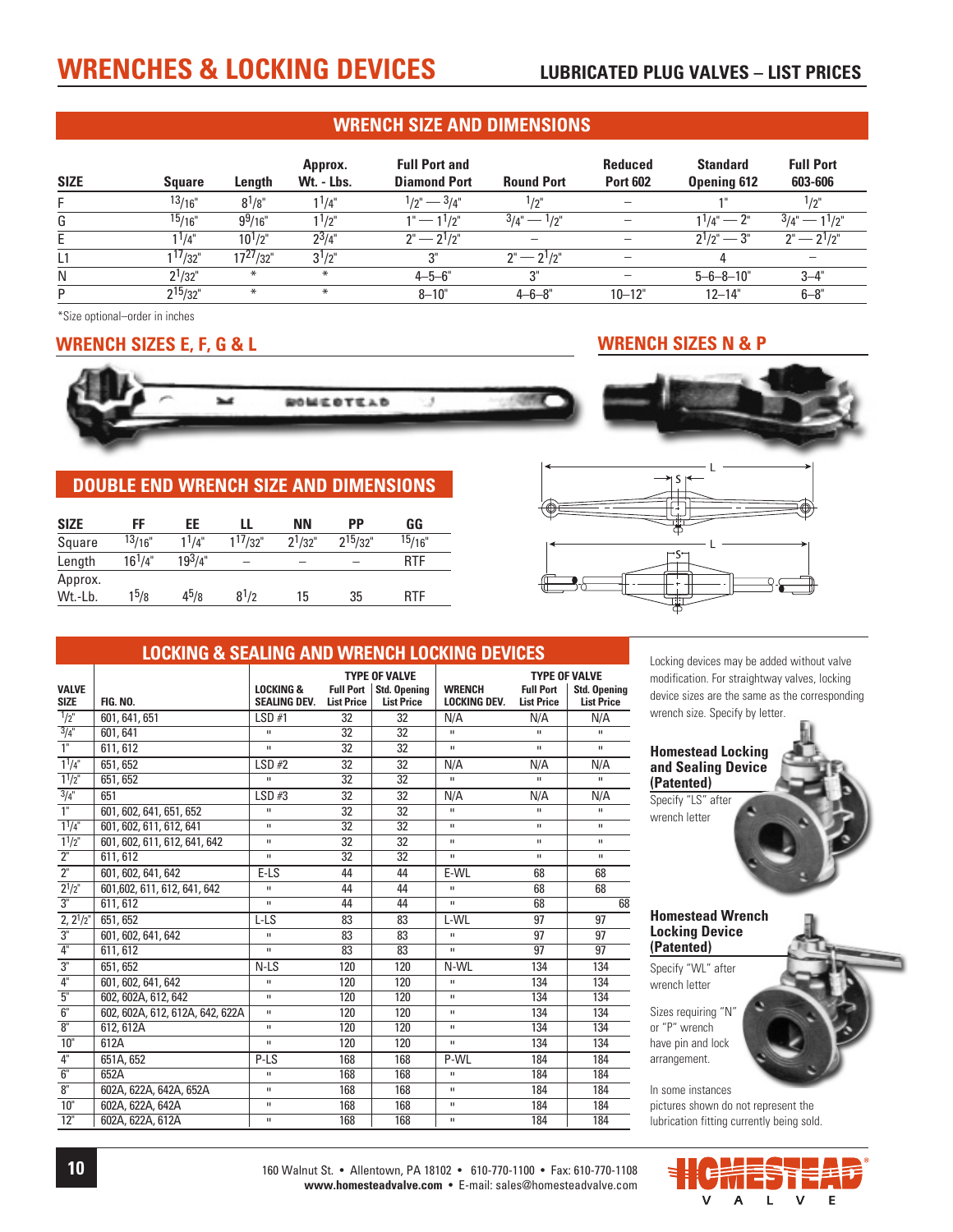# WRENCHES & LOCKING DEVICES

## LUBRICATED PLUG VALVES – LIST PRICES

## WRENCH SIZE AND DIMENSIONS

| SIZE | Square | Length | Approx. Wt. - Lbs. | Full Port and Diamond Port | Round Port | Reduced Port 602 | Standard Opening 612 | Full Port 603-606 |
|---|---|---|---|---|---|---|---|---|
| F | 13/16" | 8 1/8" | 1 1/4" | 1/2" — 3/4" | 1/2" | – | 1" | 1/2" |
| G | 15/16" | 9 9/16" | 1 1/2" | 1" — 1 1/2" | 3/4" — 1/2" | – | 1 1/4" — 2" | 3/4" — 1 1/2" |
| E | 1 1/4" | 10 1/2" | 2 3/4" | 2" — 2 1/2" | – | – | 2 1/2" — 3" | 2" — 2 1/2" |
| L1 | 1 17/32" | 17 27/32" | 3 1/2" | 3" | 2" — 2 1/2" | – | 4 | – |
| N | 2 1/32" | * | * | 4–5–6" | 3" | – | 5–6–8–10" | 3–4" |
| P | 2 15/32" | * | * | 8–10" | 4–6–8" | 10–12" | 12–14" | 6–8" |

*Size optional–order in inches

## WRENCH SIZES E, F, G & L

## WRENCH SIZES N & P

## DOUBLE END WRENCH SIZE AND DIMENSIONS

| SIZE | FF | EE | LL | NN | PP | GG |
|---|---|---|---|---|---|---|
| Square | 13/16" | 1 1/4" | 1 17/32" | 2 1/32" | 2 15/32" | 15/16" |
| Length | 16 1/4" | 19 3/4" | – | – | – | RTF |
| Approx. Wt.-Lb. | 1 5/8 | 4 5/8 | 8 1/2 | 15 | 35 | RTF |

## LOCKING & SEALING AND WRENCH LOCKING DEVICES

| VALVE SIZE | FIG. NO. | LOCKING & SEALING DEV. | TYPE OF VALVE Full Port List Price | TYPE OF VALVE Std. Opening List Price | WRENCH LOCKING DEV. | TYPE OF VALVE Full Port List Price | TYPE OF VALVE Std. Opening List Price |
|---|---|---|---|---|---|---|---|
| 1/2" | 601, 641, 651 | LSD #1 | 32 | 32 | N/A | N/A | N/A |
| 3/4" | 601, 641 | " | 32 | 32 | " | " | " |
| 1" | 611, 612 | " | 32 | 32 | " | " | " |
| 1 1/4" | 651, 652 | LSD #2 | 32 | 32 | N/A | N/A | N/A |
| 1 1/2" | 651, 652 | " | 32 | 32 | " | " | " |
| 3/4" | 651 | LSD #3 | 32 | 32 | N/A | N/A | N/A |
| 1" | 601, 602, 641, 651, 652 | " | 32 | 32 | " | " | " |
| 1 1/4" | 601, 602, 611, 612, 641 | " | 32 | 32 | " | " | " |
| 1 1/2" | 601, 602, 611, 612, 641, 642 | " | 32 | 32 | " | " | " |
| 2" | 611, 612 | " | 32 | 32 | " | " | " |
| 2" | 601, 602, 641, 642 | E-LS | 44 | 44 | E-WL | 68 | 68 |
| 2 1/2" | 601,602, 611, 612, 641, 642 | " | 44 | 44 | " | 68 | 68 |
| 3" | 611, 612 | " | 44 | 44 | " | 68 | 68 |
| 2, 2 1/2" | 651, 652 | L-LS | 83 | 83 | L-WL | 97 | 97 |
| 3" | 601, 602, 641, 642 | " | 83 | 83 | " | 97 | 97 |
| 4" | 611, 612 | " | 83 | 83 | " | 97 | 97 |
| 3" | 651, 652 | N-LS | 120 | 120 | N-WL | 134 | 134 |
| 4" | 601, 602, 641, 642 | " | 120 | 120 | " | 134 | 134 |
| 5" | 602, 602A, 612, 642 | " | 120 | 120 | " | 134 | 134 |
| 6" | 602, 602A, 612, 612A, 642, 622A | " | 120 | 120 | " | 134 | 134 |
| 8" | 612, 612A | " | 120 | 120 | " | 134 | 134 |
| 10" | 612A | " | 120 | 120 | " | 134 | 134 |
| 4" | 651A, 652 | P-LS | 168 | 168 | P-WL | 184 | 184 |
| 6" | 652A | " | 168 | 168 | " | 184 | 184 |
| 8" | 602A, 622A, 642A, 652A | " | 168 | 168 | " | 184 | 184 |
| 10" | 602A, 622A, 642A | " | 168 | 168 | " | 184 | 184 |
| 12" | 602A, 622A, 612A | " | 168 | 168 | " | 184 | 184 |

Locking devices may be added without valve modification. For straightway valves, locking device sizes are the same as the corresponding wrench size. Specify by letter.

**Homestead Locking and Sealing Device (Patented)**

Specify "LS" after wrench letter

**Homestead Wrench Locking Device (Patented)**

Specify "WL" after wrench letter

Sizes requiring "N" or "P" wrench have pin and lock arrangement.

In some instances pictures shown do not represent the lubrication fitting currently being sold.

160 Walnut St. • Allentown, PA 18102 • 610-770-1100 • Fax: 610-770-1108
**www.homesteadvalve.com** • E-mail: sales@homesteadvalve.com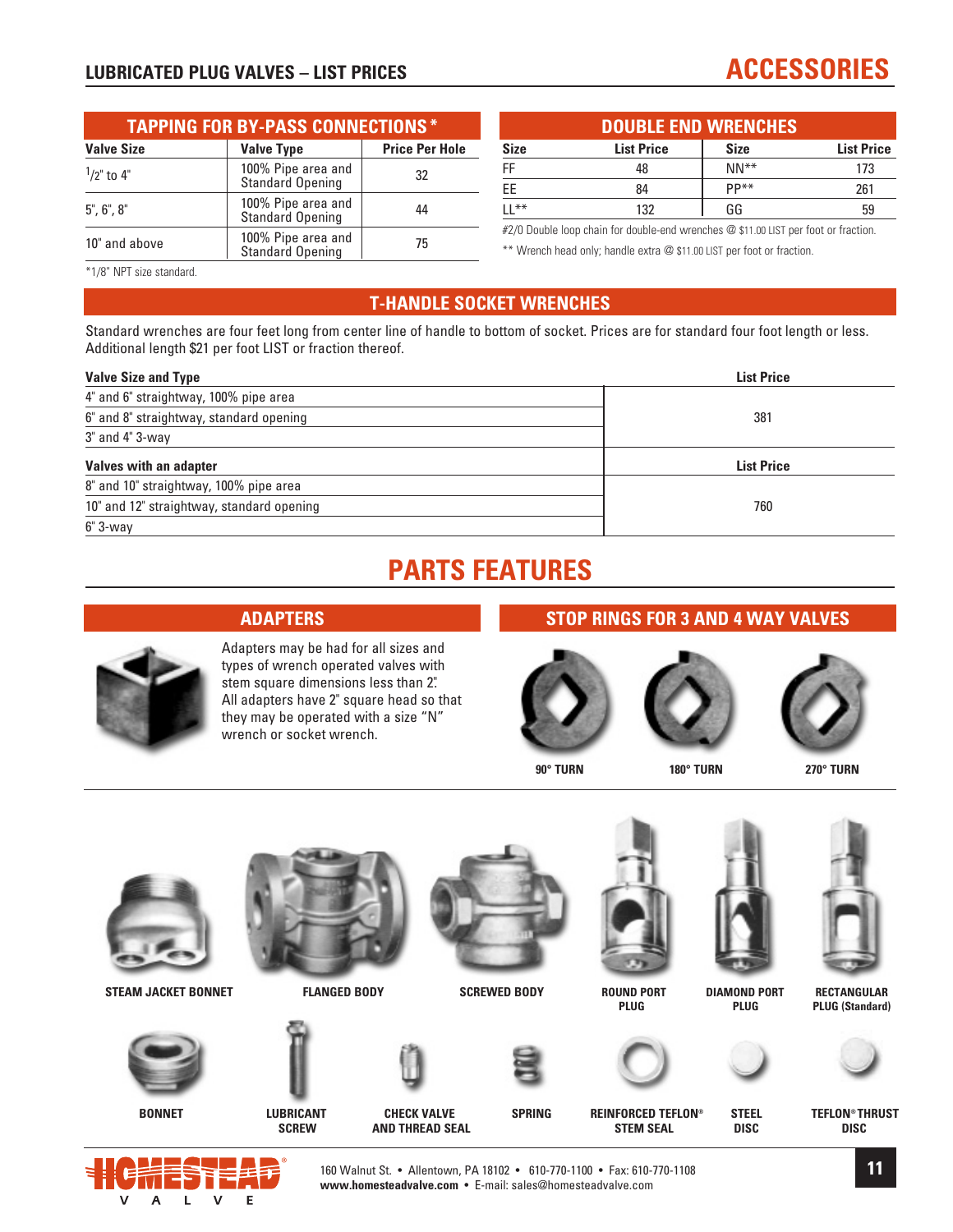# LUBRICATED PLUG VALVES – LIST PRICES

# ACCESSORIES

## TAPPING FOR BY-PASS CONNECTIONS *

| Valve Size | Valve Type | Price Per Hole |
|---|---|---|
| 1/2" to 4" | 100% Pipe area and Standard Opening | 32 |
| 5", 6", 8" | 100% Pipe area and Standard Opening | 44 |
| 10" and above | 100% Pipe area and Standard Opening | 75 |

*1/8" NPT size standard.

## DOUBLE END WRENCHES

| Size | List Price | Size | List Price |
|---|---|---|---|
| FF | 48 | NN** | 173 |
| EE | 84 | PP** | 261 |
| LL** | 132 | GG | 59 |

#2/0 Double loop chain for double-end wrenches @ $11.00 LIST per foot or fraction.

** Wrench head only; handle extra @ $11.00 LIST per foot or fraction.

## T-HANDLE SOCKET WRENCHES

Standard wrenches are four feet long from center line of handle to bottom of socket. Prices are for standard four foot length or less. Additional length $21 per foot LIST or fraction thereof.

| Valve Size and Type | List Price |
|---|---|
| 4" and 6" straightway, 100% pipe area | 381 |
| 6" and 8" straightway, standard opening | |
| 3" and 4" 3-way | |
| **Valves with an adapter** | **List Price** |
| 8" and 10" straightway, 100% pipe area | 760 |
| 10" and 12" straightway, standard opening | |
| 6" 3-way | |

# PARTS FEATURES

## ADAPTERS

Adapters may be had for all sizes and types of wrench operated valves with stem square dimensions less than 2". All adapters have 2" square head so that they may be operated with a size "N" wrench or socket wrench.

## STOP RINGS FOR 3 AND 4 WAY VALVES

90° TURN

180° TURN

270° TURN

STEAM JACKET BONNET

FLANGED BODY

SCREWED BODY

ROUND PORT PLUG

DIAMOND PORT PLUG

RECTANGULAR PLUG (Standard)

BONNET

LUBRICANT SCREW

CHECK VALVE AND THREAD SEAL

SPRING

REINFORCED TEFLON® STEM SEAL

STEEL DISC

TEFLON® THRUST DISC

160 Walnut St. • Allentown, PA 18102 • 610-770-1100 • Fax: 610-770-1108
**www.homesteadvalve.com** • E-mail: sales@homesteadvalve.com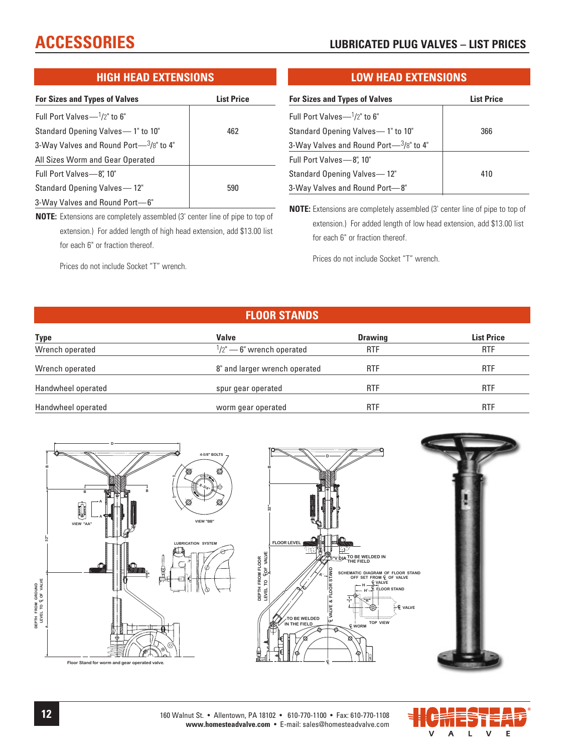# ACCESSORIES

## HIGH HEAD EXTENSIONS

| For Sizes and Types of Valves | List Price |
|---|---|
| Full Port Valves—1/2" to 6"<br>Standard Opening Valves— 1" to 10"<br>3-Way Valves and Round Port—3/8" to 4"<br>All Sizes Worm and Gear Operated | 462 |
| Full Port Valves—8", 10"<br>Standard Opening Valves— 12"<br>3-Way Valves and Round Port—6" | 590 |

**NOTE:** Extensions are completely assembled (3' center line of pipe to top of extension.) For added length of high head extension, add $13.00 list for each 6" or fraction thereof.

Prices do not include Socket "T" wrench.

## LOW HEAD EXTENSIONS

| For Sizes and Types of Valves | List Price |
|---|---|
| Full Port Valves—1/2" to 6"<br>Standard Opening Valves— 1" to 10"<br>3-Way Valves and Round Port—3/8" to 4" | 366 |
| Full Port Valves—8", 10"<br>Standard Opening Valves— 12"<br>3-Way Valves and Round Port—8" | 410 |

**NOTE:** Extensions are completely assembled (3' center line of pipe to top of extension.) For added length of low head extension, add $13.00 list for each 6" or fraction thereof.

Prices do not include Socket "T" wrench.

## FLOOR STANDS

| Type | Valve | Drawing | List Price |
|---|---|---|---|
| Wrench operated | 1/2" — 6" wrench operated | RTF | RTF |
| Wrench operated | 8" and larger wrench operated | RTF | RTF |
| Handwheel operated | spur gear operated | RTF | RTF |
| Handwheel operated | worm gear operated | RTF | RTF |

Floor Stand for worm and gear operated valve.

160 Walnut St. • Allentown, PA 18102 • 610-770-1100 • Fax: 610-770-1108
**www.homesteadvalve.com** • E-mail: sales@homesteadvalve.com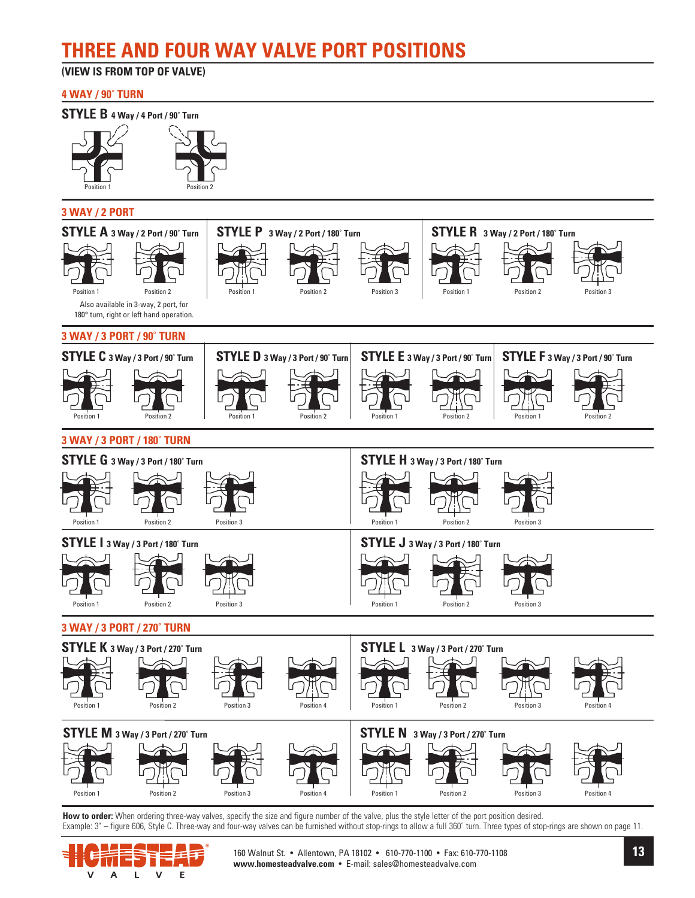# THREE AND FOUR WAY VALVE PORT POSITIONS

**(VIEW IS FROM TOP OF VALVE)**

## 4 WAY / 90° TURN

### STYLE B 4 Way / 4 Port / 90° Turn

Position 1 Position 2

## 3 WAY / 2 PORT

### STYLE A 3 Way / 2 Port / 90° Turn

Position 1 Position 2

Also available in 3-way, 2 port, for 180° turn, right or left hand operation.

### STYLE P 3 Way / 2 Port / 180° Turn

Position 1 Position 2 Position 3

### STYLE R 3 Way / 2 Port / 180° Turn

Position 1 Position 2 Position 3

## 3 WAY / 3 PORT / 90° TURN

### STYLE C 3 Way / 3 Port / 90° Turn

Position 1 Position 2

### STYLE D 3 Way / 3 Port / 90° Turn

Position 1 Position 2

### STYLE E 3 Way / 3 Port / 90° Turn

Position 1 Position 2

### STYLE F 3 Way / 3 Port / 90° Turn

Position 1 Position 2

## 3 WAY / 3 PORT / 180° TURN

### STYLE G 3 Way / 3 Port / 180° Turn

Position 1 Position 2 Position 3

### STYLE H 3 Way / 3 Port / 180° Turn

Position 1 Position 2 Position 3

### STYLE I 3 Way / 3 Port / 180° Turn

Position 1 Position 2 Position 3

### STYLE J 3 Way / 3 Port / 180° Turn

Position 1 Position 2 Position 3

## 3 WAY / 3 PORT / 270° TURN

### STYLE K 3 Way / 3 Port / 270° Turn

Position 1 Position 2 Position 3 Position 4

### STYLE L 3 Way / 3 Port / 270° Turn

Position 1 Position 2 Position 3 Position 4

### STYLE M 3 Way / 3 Port / 270° Turn

Position 1 Position 2 Position 3 Position 4

### STYLE N 3 Way / 3 Port / 270° Turn

Position 1 Position 2 Position 3 Position 4

**How to order:** When ordering three-way valves, specify the size and figure number of the valve, plus the style letter of the port position desired. Example: 3" – figure 606, Style C. Three-way and four-way valves can be furnished without stop-rings to allow a full 360° turn. Three types of stop-rings are shown on page 11.

HOMESTEAD® VALVE

160 Walnut St. • Allentown, PA 18102 • 610-770-1100 • Fax: 610-770-1108
**www.homesteadvalve.com** • E-mail: sales@homesteadvalve.com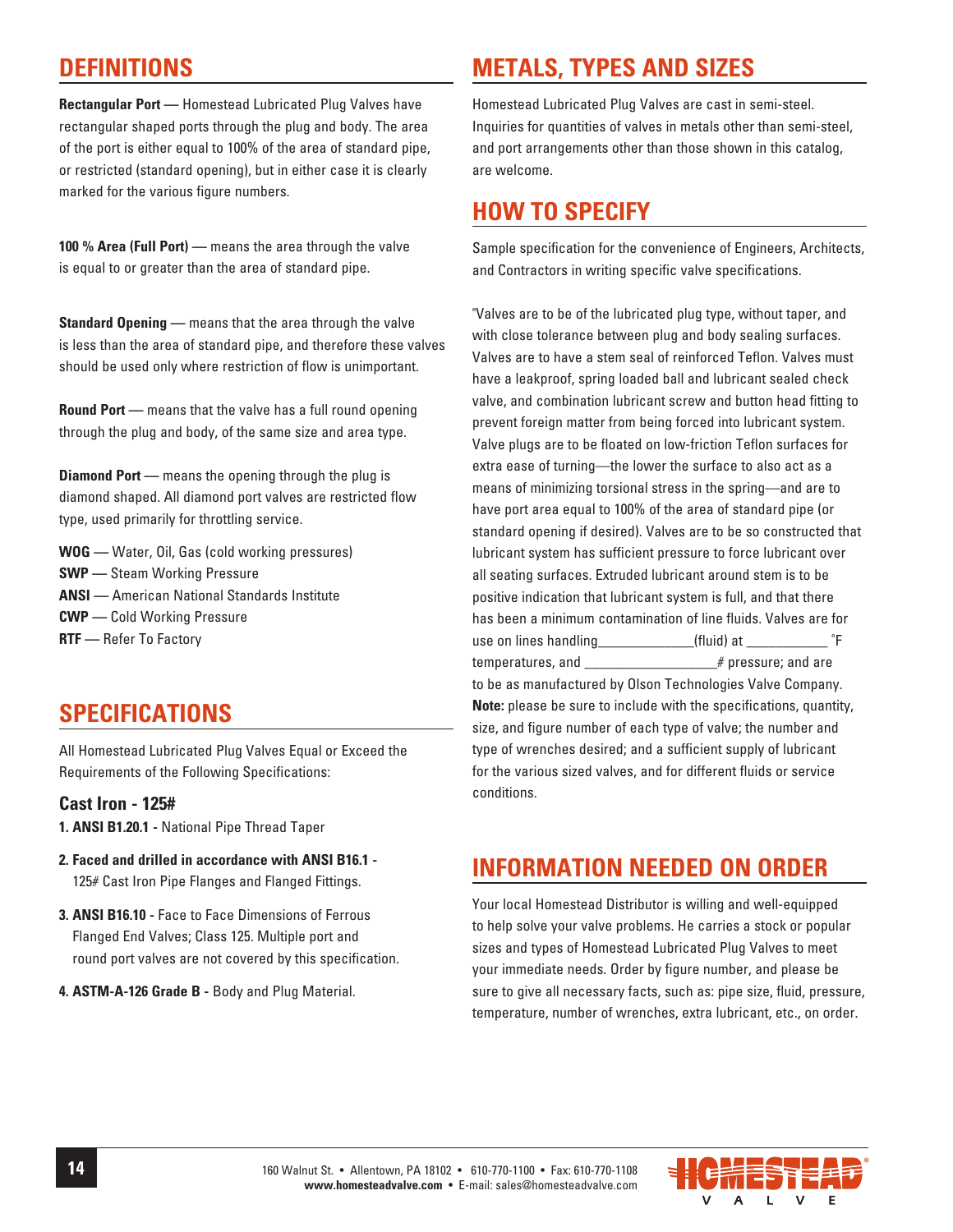## DEFINITIONS

**Rectangular Port** — Homestead Lubricated Plug Valves have rectangular shaped ports through the plug and body. The area of the port is either equal to 100% of the area of standard pipe, or restricted (standard opening), but in either case it is clearly marked for the various figure numbers.

**100 % Area (Full Port)** — means the area through the valve is equal to or greater than the area of standard pipe.

**Standard Opening** — means that the area through the valve is less than the area of standard pipe, and therefore these valves should be used only where restriction of flow is unimportant.

**Round Port** — means that the valve has a full round opening through the plug and body, of the same size and area type.

**Diamond Port** — means the opening through the plug is diamond shaped. All diamond port valves are restricted flow type, used primarily for throttling service.

**WOG** — Water, Oil, Gas (cold working pressures)
**SWP** — Steam Working Pressure
**ANSI** — American National Standards Institute
**CWP** — Cold Working Pressure
**RTF** — Refer To Factory

## SPECIFICATIONS

All Homestead Lubricated Plug Valves Equal or Exceed the Requirements of the Following Specifications:

### Cast Iron - 125#

1. **ANSI B1.20.1 -** National Pipe Thread Taper
2. **Faced and drilled in accordance with ANSI B16.1 -** 125# Cast Iron Pipe Flanges and Flanged Fittings.
3. **ANSI B16.10 -** Face to Face Dimensions of Ferrous Flanged End Valves; Class 125. Multiple port and round port valves are not covered by this specification.
4. **ASTM-A-126 Grade B -** Body and Plug Material.

## METALS, TYPES AND SIZES

Homestead Lubricated Plug Valves are cast in semi-steel. Inquiries for quantities of valves in metals other than semi-steel, and port arrangements other than those shown in this catalog, are welcome.

## HOW TO SPECIFY

Sample specification for the convenience of Engineers, Architects, and Contractors in writing specific valve specifications.

"Valves are to be of the lubricated plug type, without taper, and with close tolerance between plug and body sealing surfaces. Valves are to have a stem seal of reinforced Teflon. Valves must have a leakproof, spring loaded ball and lubricant sealed check valve, and combination lubricant screw and button head fitting to prevent foreign matter from being forced into lubricant system. Valve plugs are to be floated on low-friction Teflon surfaces for extra ease of turning—the lower the surface to also act as a means of minimizing torsional stress in the spring—and are to have port area equal to 100% of the area of standard pipe (or standard opening if desired). Valves are to be so constructed that lubricant system has sufficient pressure to force lubricant over all seating surfaces. Extruded lubricant around stem is to be positive indication that lubricant system is full, and that there has been a minimum contamination of line fluids. Valves are for use on lines handling_____________(fluid) at ___________ °F temperatures, and __________________# pressure; and are to be as manufactured by Olson Technologies Valve Company.

**Note:** please be sure to include with the specifications, quantity, size, and figure number of each type of valve; the number and type of wrenches desired; and a sufficient supply of lubricant for the various sized valves, and for different fluids or service conditions.

## INFORMATION NEEDED ON ORDER

Your local Homestead Distributor is willing and well-equipped to help solve your valve problems. He carries a stock or popular sizes and types of Homestead Lubricated Plug Valves to meet your immediate needs. Order by figure number, and please be sure to give all necessary facts, such as: pipe size, fluid, pressure, temperature, number of wrenches, extra lubricant, etc., on order.

160 Walnut St. • Allentown, PA 18102 • 610-770-1100 • Fax: 610-770-1108
**www.homesteadvalve.com** • E-mail: sales@homesteadvalve.com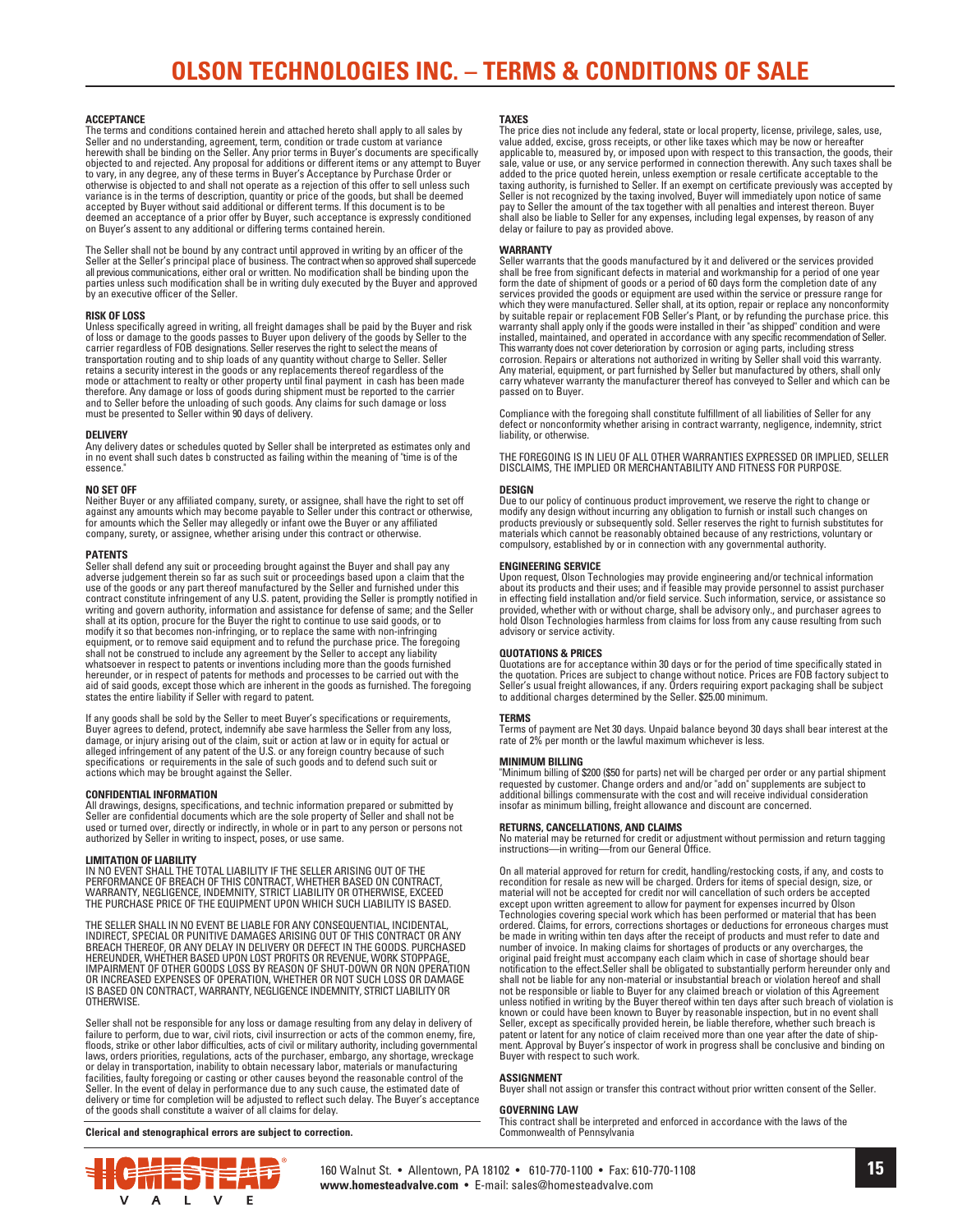# OLSON TECHNOLOGIES INC. – TERMS & CONDITIONS OF SALE

**ACCEPTANCE**
The terms and conditions contained herein and attached hereto shall apply to all sales by Seller and no understanding, agreement, term, condition or trade custom at variance herewith shall be binding on the Seller. Any prior terms in Buyer's documents are specifically objected to and rejected. Any proposal for additions or different items or any attempt to Buyer to vary, in any degree, any of these terms in Buyer's Acceptance by Purchase Order or otherwise is objected to and shall not operate as a rejection of this offer to sell unless such variance is in the terms of description, quantity or price of the goods, but shall be deemed accepted by Buyer without said additional or different terms. If this document is to be deemed an acceptance of a prior offer by Buyer, such acceptance is expressly conditioned on Buyer's assent to any additional or differing terms contained herein.

The Seller shall not be bound by any contract until approved in writing by an officer of the Seller at the Seller's principal place of business. The contract when so approved shall supercede all previous communications, either oral or written. No modification shall be binding upon the parties unless such modification shall be in writing duly executed by the Buyer and approved by an executive officer of the Seller.

**RISK OF LOSS**
Unless specifically agreed in writing, all freight damages shall be paid by the Buyer and risk of loss or damage to the goods passes to Buyer upon delivery of the goods by Seller to the carrier regardless of FOB designations. Seller reserves the right to select the means of transportation routing and to ship loads of any quantity without charge to Seller. Seller retains a security interest in the goods or any replacements thereof regardless of the mode or attachment to realty or other property until final payment in cash has been made therefore. Any damage or loss of goods during shipment must be reported to the carrier and to Seller before the unloading of such goods. Any claims for such damage or loss must be presented to Seller within 90 days of delivery.

**DELIVERY**
Any delivery dates or schedules quoted by Seller shall be interpreted as estimates only and in no event shall such dates b constructed as failing within the meaning of "time is of the essence."

**NO SET OFF**
Neither Buyer or any affiliated company, surety, or assignee, shall have the right to set off against any amounts which may become payable to Seller under this contract or otherwise, for amounts which the Seller may allegedly or infant owe the Buyer or any affiliated company, surety, or assignee, whether arising under this contract or otherwise.

**PATENTS**
Seller shall defend any suit or proceeding brought against the Buyer and shall pay any adverse judgement therein so far as such suit or proceedings based upon a claim that the use of the goods or any part thereof manufactured by the Seller and furnished under this contract constitute infringement of any U.S. patent, providing the Seller is promptly notified in writing and govern authority, information and assistance for defense of same; and the Seller shall at its option, procure for the Buyer the right to continue to use said goods, or to modify it so that becomes non-infringing, or to replace the same with non-infringing equipment, or to remove said equipment and to refund the purchase price. The foregoing shall not be construed to include any agreement by the Seller to accept any liability whatsoever in respect to patents or inventions including more than the goods furnished hereunder, or in respect of patents for methods and processes to be carried out with the aid of said goods, except those which are inherent in the goods as furnished. The foregoing states the entire liability if Seller with regard to patent.

If any goods shall be sold by the Seller to meet Buyer's specifications or requirements, Buyer agrees to defend, protect, indemnify abe save harmless the Seller from any loss, damage, or injury arising out of the claim, suit or action at law or in equity for actual or alleged infringement of any patent of the U.S. or any foreign country because of such specifications or requirements in the sale of such goods and to defend such suit or actions which may be brought against the Seller.

**CONFIDENTIAL INFORMATION**
All drawings, designs, specifications, and technic information prepared or submitted by Seller are confidential documents which are the sole property of Seller and shall not be used or turned over, directly or indirectly, in whole or in part to any person or persons not authorized by Seller in writing to inspect, poses, or use same.

**LIMITATION OF LIABILITY**
IN NO EVENT SHALL THE TOTAL LIABILITY IF THE SELLER ARISING OUT OF THE PERFORMANCE OF BREACH OF THIS CONTRACT, WHETHER BASED ON CONTRACT, WARRANTY, NEGLIGENCE, INDEMNITY, STRICT LIABILITY OR OTHERWISE, EXCEED THE PURCHASE PRICE OF THE EQUIPMENT UPON WHICH SUCH LIABILITY IS BASED.

THE SELLER SHALL IN NO EVENT BE LIABLE FOR ANY CONSEQUENTIAL, INCIDENTAL, INDIRECT, SPECIAL OR PUNITIVE DAMAGES ARISING OUT OF THIS CONTRACT OR ANY BREACH THEREOF, OR ANY DELAY IN DELIVERY OR DEFECT IN THE GOODS. PURCHASED HEREUNDER, WHETHER BASED UPON LOST PROFITS OR REVENUE, WORK STOPPAGE, IMPAIRMENT OF OTHER GOODS LOSS BY REASON OF SHUT-DOWN OR NON OPERATION OR INCREASED EXPENSES OF OPERATION, WHETHER OR NOT SUCH LOSS OR DAMAGE IS BASED ON CONTRACT, WARRANTY, NEGLIGENCE INDEMNITY, STRICT LIABILITY OR OTHERWISE.

Seller shall not be responsible for any loss or damage resulting from any delay in delivery of failure to perform, due to war, civil riots, civil insurrection or acts of the common enemy, fire, floods, strike or other labor difficulties, acts of civil or military authority, including governmental laws, orders priorities, regulations, acts of the purchaser, embargo, any shortage, wreckage or delay in transportation, inability to obtain necessary labor, materials or manufacturing facilities, faulty foregoing or casting or other causes beyond the reasonable control of the Seller. In the event of delay in performance due to any such cause, the estimated date of delivery or time for completion will be adjusted to reflect such delay. The Buyer's acceptance of the goods shall constitute a waiver of all claims for delay.

**Clerical and stenographical errors are subject to correction.**

**TAXES**
The price dies not include any federal, state or local property, license, privilege, sales, use, value added, excise, gross receipts, or other like taxes which may be now or hereafter applicable to, measured by, or imposed upon with respect to this transaction, the goods, their sale, value or use, or any service performed in connection therewith. Any such taxes shall be added to the price quoted herein, unless exemption or resale certificate acceptable to the taxing authority, is furnished to Seller. If an exempt on certificate previously was accepted by Seller is not recognized by the taxing involved, Buyer will immediately upon notice of same pay to Seller the amount of the tax together with all penalties and interest thereon. Buyer shall also be liable to Seller for any expenses, including legal expenses, by reason of any delay or failure to pay as provided above.

**WARRANTY**
Seller warrants that the goods manufactured by it and delivered or the services provided shall be free from significant defects in material and workmanship for a period of one year form the date of shipment of goods or a period of 60 days form the completion date of any services provided the goods or equipment are used within the service or pressure range for which they were manufactured. Seller shall, at its option, repair or replace any nonconformity by suitable repair or replacement FOB Seller's Plant, or by refunding the purchase price. this warranty shall apply only if the goods were installed in their "as shipped" condition and were installed, maintained, and operated in accordance with any specific recommendation of Seller. This warranty does not cover deterioration by corrosion or aging parts, including stress corrosion. Repairs or alterations not authorized in writing by Seller shall void this warranty. Any material, equipment, or part furnished by Seller but manufactured by others, shall only carry whatever warranty the manufacturer thereof has conveyed to Seller and which can be passed on to Buyer.

Compliance with the foregoing shall constitute fulfillment of all liabilities of Seller for any defect or nonconformity whether arising in contract warranty, negligence, indemnity, strict liability, or otherwise.

THE FOREGOING IS IN LIEU OF ALL OTHER WARRANTIES EXPRESSED OR IMPLIED, SELLER DISCLAIMS, THE IMPLIED OR MERCHANTABILITY AND FITNESS FOR PURPOSE.

**DESIGN**
Due to our policy of continuous product improvement, we reserve the right to change or modify any design without incurring any obligation to furnish or install such changes on products previously or subsequently sold. Seller reserves the right to furnish substitutes for materials which cannot be reasonably obtained because of any restrictions, voluntary or compulsory, established by or in connection with any governmental authority.

**ENGINEERING SERVICE**
Upon request, Olson Technologies may provide engineering and/or technical information about its products and their uses; and if feasible may provide personnel to assist purchaser in effecting field installation and/or field service. Such information, service, or assistance so provided, whether with or without charge, shall be advisory only., and purchaser agrees to hold Olson Technologies harmless from claims for loss from any cause resulting from such advisory or service activity.

**QUOTATIONS & PRICES**
Quotations are for acceptance within 30 days or for the period of time specifically stated in the quotation. Prices are subject to change without notice. Prices are FOB factory subject to Seller's usual freight allowances, if any. Orders requiring export packaging shall be subject to additional charges determined by the Seller. $25.00 minimum.

**TERMS**
Terms of payment are Net 30 days. Unpaid balance beyond 30 days shall bear interest at the rate of 2% per month or the lawful maximum whichever is less.

**MINIMUM BILLING**
"Minimum billing of $200 ($50 for parts) net will be charged per order or any partial shipment requested by customer. Change orders and/or "add on" supplements are subject to additional billings commensurate with the cost and will receive individual consideration insofar as minimum billing, freight allowance and discount are concerned.

**RETURNS, CANCELLATIONS, AND CLAIMS**
No material may be returned for credit or adjustment without permission and return tagging instructions—in writing—from our General Office.

On all material approved for return for credit, handling/restocking costs, if any, and costs to recondition for resale as new will be charged. Orders for items of special design, size, or material will not be accepted for credit nor will cancellation of such orders be accepted except upon written agreement to allow for payment for expenses incurred by Olson Technologies covering special work which has been performed or material that has been ordered. Claims, for errors, corrections shortages or deductions for erroneous charges must be made in writing within ten days after the receipt of products and must refer to date and number of invoice. In making claims for shortages of products or any overcharges, the original paid freight must accompany each claim which in case of shortage should bear notification to the effect.Seller shall be obligated to substantially perform hereunder only and shall not be liable for any non-material or insubstantial breach or violation hereof and shall not be responsible or liable to Buyer for any claimed breach or violation of this Agreement unless notified in writing by the Buyer thereof within ten days after such breach of violation is known or could have been known to Buyer by reasonable inspection, but in no event shall Seller, except as specifically provided herein, be liable therefore, whether such breach is patent or latent for any notice of claim received more than one year after the date of shipment. Approval by Buyer's inspector of work in progress shall be conclusive and binding on Buyer with respect to such work.

**ASSIGNMENT**
Buyer shall not assign or transfer this contract without prior written consent of the Seller.

**GOVERNING LAW**
This contract shall be interpreted and enforced in accordance with the laws of the Commonwealth of Pennsylvania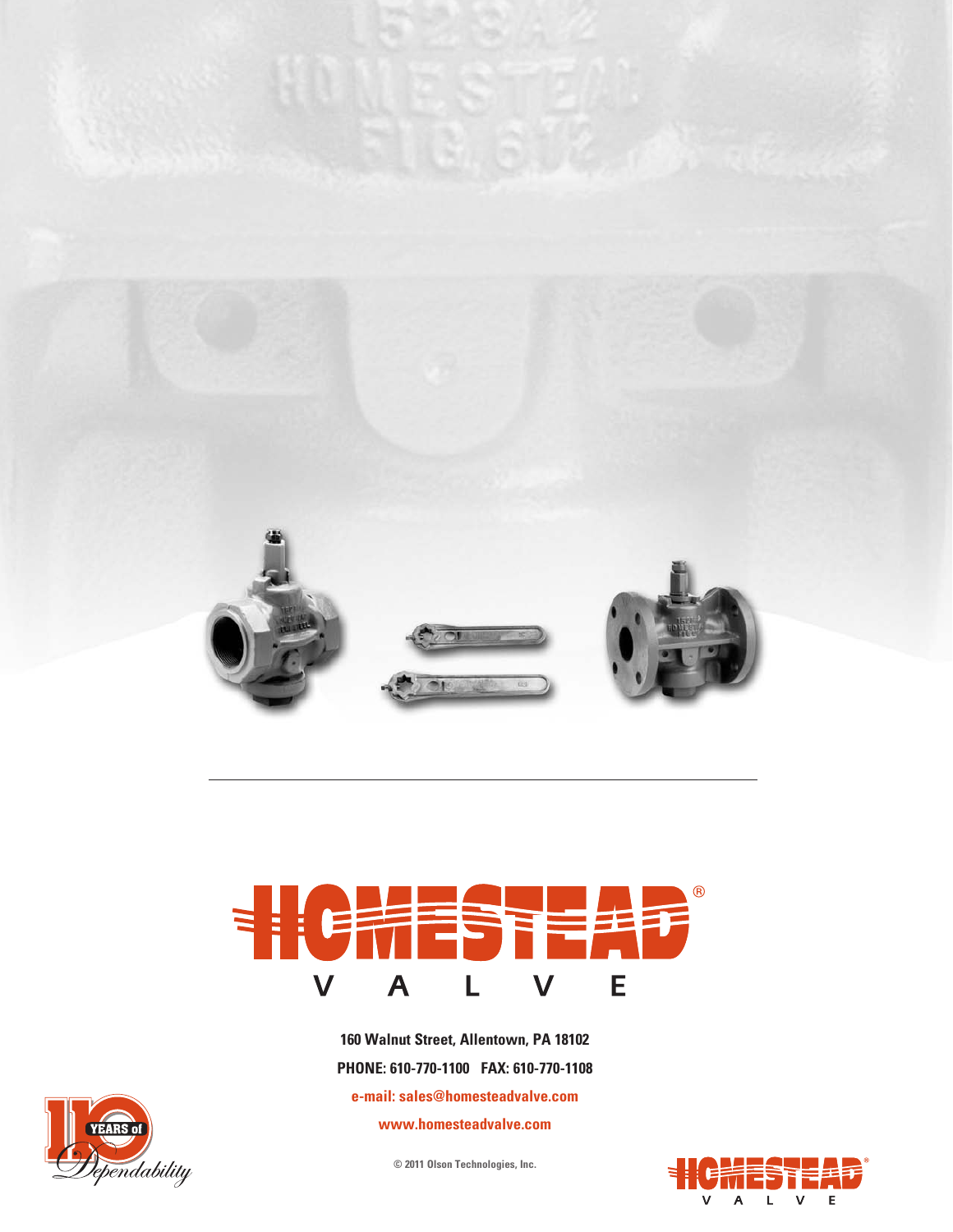HOMESTEAD®
V A L V E

**160 Walnut Street, Allentown, PA 18102**

**PHONE: 610-770-1100   FAX: 610-770-1108**

**e-mail: sales@homesteadvalve.com**

**www.homesteadvalve.com**

© 2011 Olson Technologies, Inc.

110 YEARS of Dependability